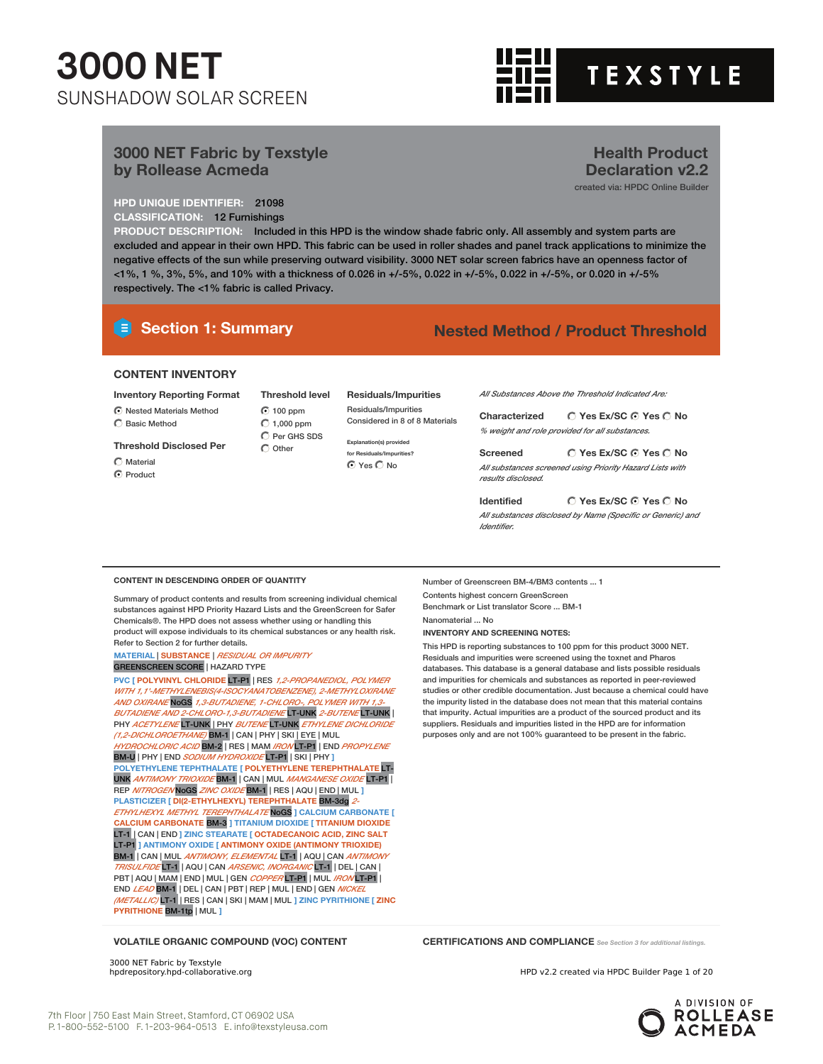# 3000 NET

SUNSHADOW SOLAR SCREEN

TEXSTYLE

## 3000 NET Fabric by Texstyle by Rollease Acmeda

**Health Product Declaration v2.2**

created via: HPDC Online Builder

**HPD UNIQUE IDENTIFIER:** 21098

**CLASSIFICATION:** 12 Furnishings

**PRODUCT DESCRIPTION:** Included in this HPD is the window shade fabric only. All assembly and system parts are excluded and appear in their own HPD. This fabric can be used in roller shades and panel track applications to minimize the negative effects of the sun while preserving outward visibility. 3000 NET solar screen fabrics have an openness factor of <1%, 1 %, 3%, 5%, and 10% with a thickness of 0.026 in +/-5%, 0.022 in +/-5%, 0.022 in +/-5%, or 0.020 in +/-5% respectively. The <1% fabric is called Privacy.

## Section 1: Summary

**Nested Method / Product Threshold**

### CONTENT INVENTORY

**Inventory Reporting Format**

- (selected) Nested Materials Method
- Basic Method

**Threshold Disclosed Per**

- Material
- (selected) Product

**Threshold level**

- (selected) 100 ppm
- 1,000 ppm
- Per GHS SDS
- Other

**Residuals/Impurities**

Residuals/Impurities Considered in 8 of 8 Materials

Explanation(s) provided for Residuals/Impurities?
(selected) Yes / No

*All Substances Above the Threshold Indicated Are:*

**Characterized** — Yes Ex/SC / (selected) Yes / No
*% weight and role provided for all substances.*

**Screened** — Yes Ex/SC / (selected) Yes / No
*All substances screened using Priority Hazard Lists with results disclosed.*

**Identified** — Yes Ex/SC / (selected) Yes / No
*All substances disclosed by Name (Specific or Generic) and Identifier.*

### CONTENT IN DESCENDING ORDER OF QUANTITY

Summary of product contents and results from screening individual chemical substances against HPD Priority Hazard Lists and the GreenScreen for Safer Chemicals®. The HPD does not assess whether using or handling this product will expose individuals to its chemical substances or any health risk. Refer to Section 2 for further details.

MATERIAL | SUBSTANCE | *RESIDUAL OR IMPURITY*
GREENSCREEN SCORE | HAZARD TYPE

PVC [ POLYVINYL CHLORIDE LT-P1 | RES *1,2-PROPANEDIOL, POLYMER WITH 1,1'-METHYLENEBIS(4-ISOCYANATOBENZENE), 2-METHYLOXIRANE AND OXIRANE* NoGS *1,3-BUTADIENE, 1-CHLORO-, POLYMER WITH 1,3-BUTADIENE AND 2-CHLORO-1,3-BUTADIENE* LT-UNK *2-BUTENE* LT-UNK | PHY *ACETYLENE* LT-UNK | PHY *BUTENE* LT-UNK *ETHYLENE DICHLORIDE (1,2-DICHLOROETHANE)* BM-1 | CAN | PHY | SKI | EYE | MUL *HYDROCHLORIC ACID* BM-2 | RES | MAM *IRON* LT-P1 | END *PROPYLENE* BM-U | PHY | END *SODIUM HYDROXIDE* LT-P1 | SKI | PHY ]
POLYETHYLENE TEPHTHALATE [ POLYETHYLENE TEREPHTHALATE LT-UNK *ANTIMONY TRIOXIDE* BM-1 | CAN | MUL *MANGANESE OXIDE* LT-P1 | REP *NITROGEN* NoGS *ZINC OXIDE* BM-1 | RES | AQU | END | MUL ]
PLASTICIZER [ DI(2-ETHYLHEXYL) TEREPHTHALATE BM-3dg *2-ETHYLHEXYL METHYL TEREPHTHALATE* NoGS ] CALCIUM CARBONATE [ CALCIUM CARBONATE BM-3 ] TITANIUM DIOXIDE [ TITANIUM DIOXIDE LT-1 | CAN | END ] ZINC STEARATE [ OCTADECANOIC ACID, ZINC SALT LT-P1 ] ANTIMONY OXIDE [ ANTIMONY OXIDE (ANTIMONY TRIOXIDE) BM-1 | CAN | MUL *ANTIMONY, ELEMENTAL* LT-1 | AQU | CAN *ANTIMONY TRISULFIDE* LT-1 | AQU | CAN *ARSENIC, INORGANIC* LT-1 | DEL | CAN | PBT | AQU | MAM | END | MUL | GEN *COPPER* LT-P1 | MUL *IRON* LT-P1 | END *LEAD* BM-1 | DEL | CAN | PBT | REP | MUL | END | GEN *NICKEL (METALLIC)* LT-1 | RES | CAN | SKI | MAM | MUL ] ZINC PYRITHIONE [ ZINC PYRITHIONE BM-1tp | MUL ]

Number of Greenscreen BM-4/BM3 contents ... 1

Contents highest concern GreenScreen Benchmark or List translator Score ... BM-1

Nanomaterial ... No

**INVENTORY AND SCREENING NOTES:**

This HPD is reporting substances to 100 ppm for this product 3000 NET. Residuals and impurities were screened using the toxnet and Pharos databases. This database is a general database and lists possible residuals and impurities for chemicals and substances as reported in peer-reviewed studies or other credible documentation. Just because a chemical could have the impurity listed in the database does not mean that this material contains that impurity. Actual impurities are a product of the sourced product and its suppliers. Residuals and impurities listed in the HPD are for information purposes only and are not 100% guaranteed to be present in the fabric.

### VOLATILE ORGANIC COMPOUND (VOC) CONTENT

### CERTIFICATIONS AND COMPLIANCE

*See Section 3 for additional listings.*

7th Floor | 750 East Main Street, Stamford, CT 06902 USA
P. 1-800-552-5100 F. 1-203-964-0513 E. info@texstyleusa.com

A DIVISION OF ROLLEASE ACMEDA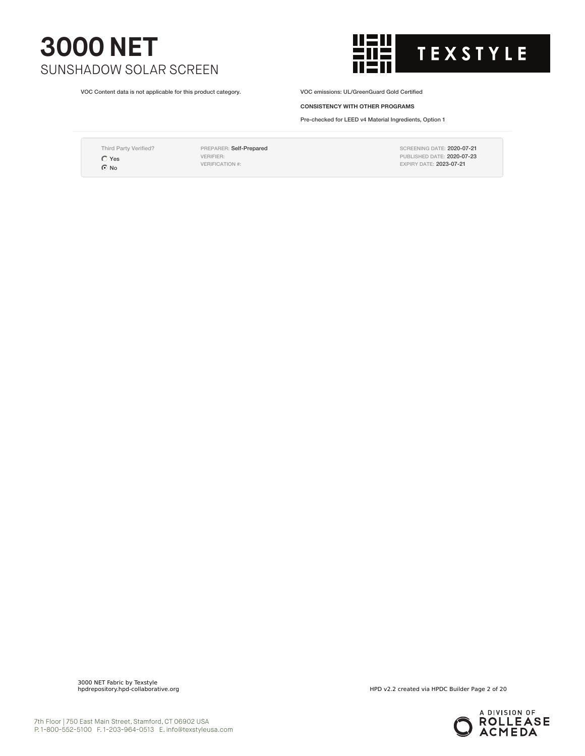VOC Content data is not applicable for this product category.

VOC emissions: UL/GreenGuard Gold Certified

**CONSISTENCY WITH OTHER PROGRAMS**

Pre-checked for LEED v4 Material Ingredients, Option 1

| Third Party Verified? | PREPARER: Self-Prepared | SCREENING DATE: 2020-07-21 |
| --- | --- | --- |
| ○ Yes | VERIFIER: | PUBLISHED DATE: 2020-07-23 |
| ⦿ No | VERIFICATION #: | EXPIRY DATE: 2023-07-21 |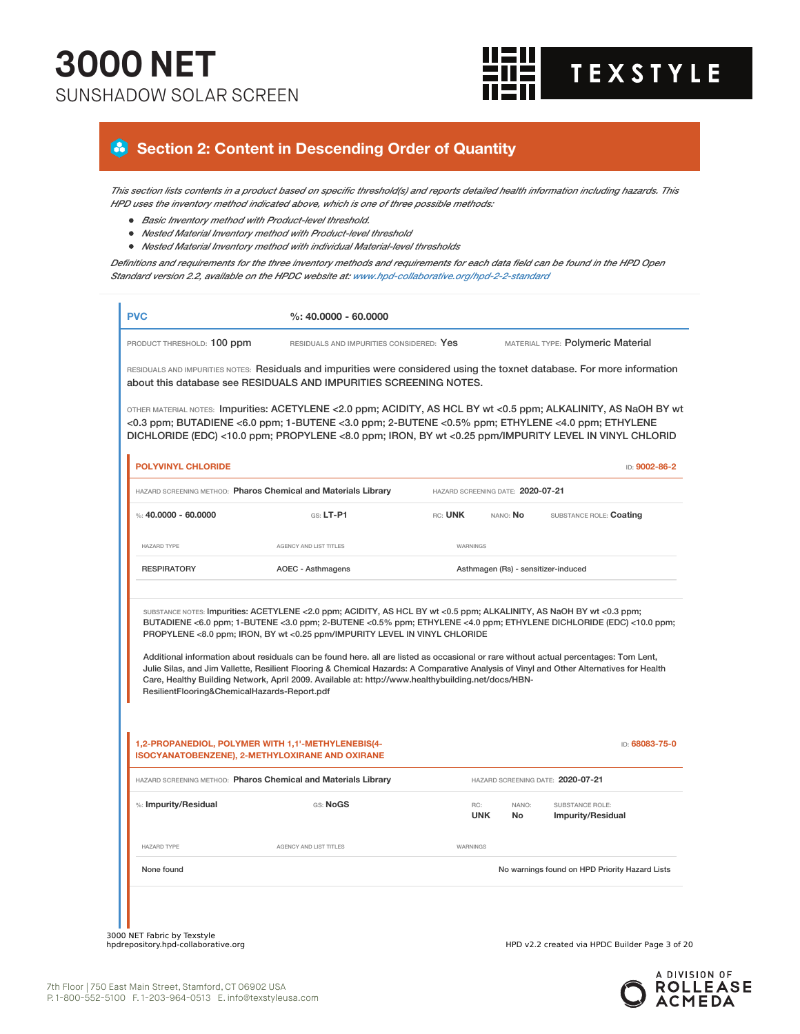# 3000 NET

SUNSHADOW SOLAR SCREEN

## Section 2: Content in Descending Order of Quantity

*This section lists contents in a product based on specific threshold(s) and reports detailed health information including hazards. This HPD uses the inventory method indicated above, which is one of three possible methods:*

- *Basic Inventory method with Product-level threshold.*
- *Nested Material Inventory method with Product-level threshold*
- *Nested Material Inventory method with individual Material-level thresholds*

*Definitions and requirements for the three inventory methods and requirements for each data field can be found in the HPD Open Standard version 2.2, available on the HPDC website at: www.hpd-collaborative.org/hpd-2-2-standard*

### PVC

%: 40.0000 - 60.0000

PRODUCT THRESHOLD: 100 ppm | RESIDUALS AND IMPURITIES CONSIDERED: Yes | MATERIAL TYPE: Polymeric Material

RESIDUALS AND IMPURITIES NOTES: Residuals and impurities were considered using the toxnet database. For more information about this database see RESIDUALS AND IMPURITIES SCREENING NOTES.

OTHER MATERIAL NOTES: Impurities: ACETYLENE <2.0 ppm; ACIDITY, AS HCL BY wt <0.5 ppm; ALKALINITY, AS NaOH BY wt <0.3 ppm; BUTADIENE <6.0 ppm; 1-BUTENE <3.0 ppm; 2-BUTENE <0.5% ppm; ETHYLENE <4.0 ppm; ETHYLENE DICHLORIDE (EDC) <10.0 ppm; PROPYLENE <8.0 ppm; IRON, BY wt <0.25 ppm/IMPURITY LEVEL IN VINYL CHLORID

#### POLYVINYL CHLORIDE

ID: 9002-86-2

HAZARD SCREENING METHOD: Pharos Chemical and Materials Library | HAZARD SCREENING DATE: 2020-07-21

%: 40.0000 - 60.0000 | GS: LT-P1 | RC: UNK | NANO: No | SUBSTANCE ROLE: Coating

| HAZARD TYPE | AGENCY AND LIST TITLES | WARNINGS |
|---|---|---|
| RESPIRATORY | AOEC - Asthmagens | Asthmagen (Rs) - sensitizer-induced |

SUBSTANCE NOTES: Impurities: ACETYLENE <2.0 ppm; ACIDITY, AS HCL BY wt <0.5 ppm; ALKALINITY, AS NaOH BY wt <0.3 ppm; BUTADIENE <6.0 ppm; 1-BUTENE <3.0 ppm; 2-BUTENE <0.5% ppm; ETHYLENE <4.0 ppm; ETHYLENE DICHLORIDE (EDC) <10.0 ppm; PROPYLENE <8.0 ppm; IRON, BY wt <0.25 ppm/IMPURITY LEVEL IN VINYL CHLORIDE

Additional information about residuals can be found here. all are listed as occasional or rare without actual percentages: Tom Lent, Julie Silas, and Jim Vallette, Resilient Flooring & Chemical Hazards: A Comparative Analysis of Vinyl and Other Alternatives for Health Care, Healthy Building Network, April 2009. Available at: http://www.healthybuilding.net/docs/HBN-ResilientFlooring&ChemicalHazards-Report.pdf

#### 1,2-PROPANEDIOL, POLYMER WITH 1,1'-METHYLENEBIS(4-ISOCYANATOBENZENE), 2-METHYLOXIRANE AND OXIRANE

ID: 68083-75-0

HAZARD SCREENING METHOD: Pharos Chemical and Materials Library | HAZARD SCREENING DATE: 2020-07-21

%: Impurity/Residual | GS: NoGS | RC: UNK | NANO: No | SUBSTANCE ROLE: Impurity/Residual

| HAZARD TYPE | AGENCY AND LIST TITLES | WARNINGS |
|---|---|---|
| None found | | No warnings found on HPD Priority Hazard Lists |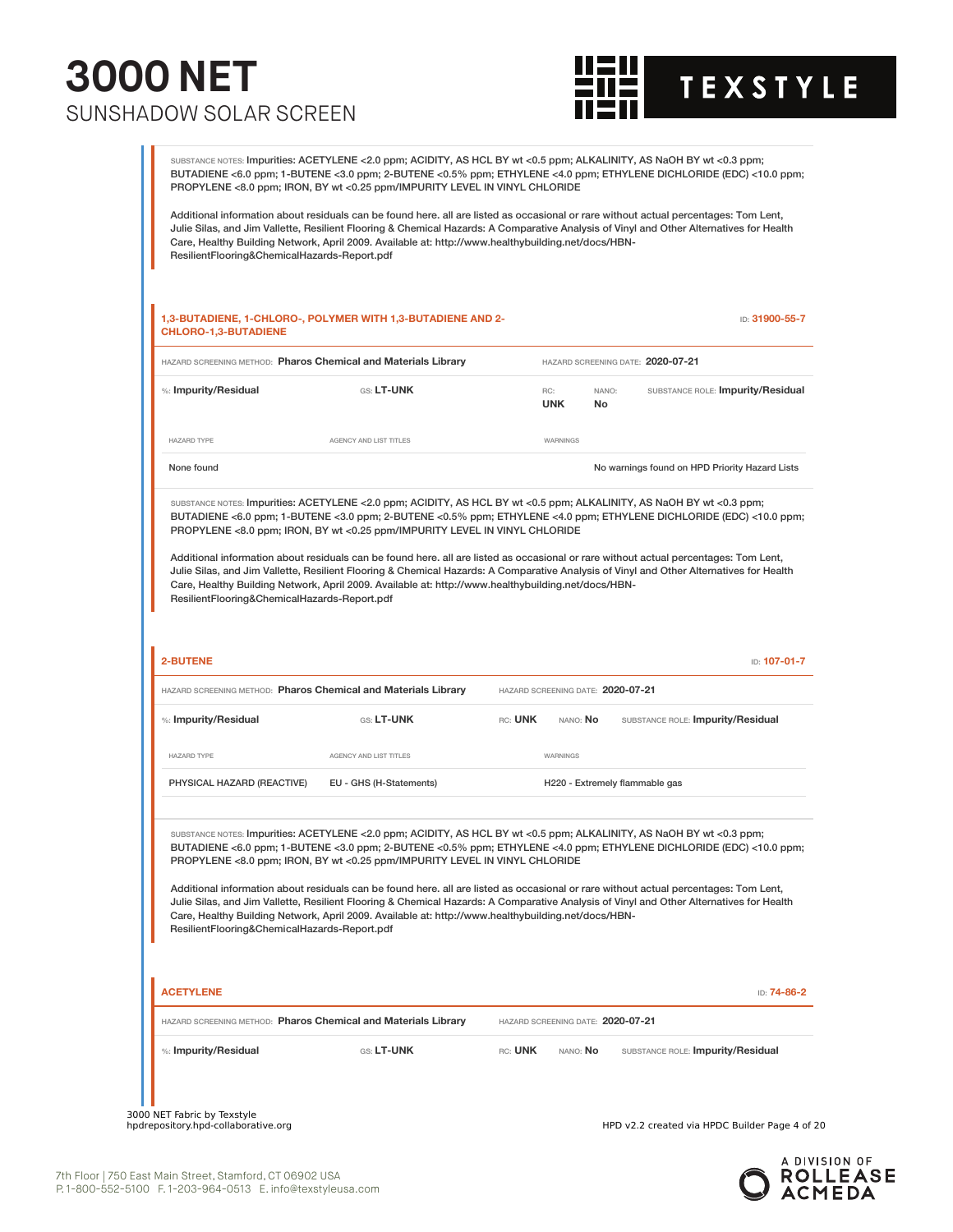SUBSTANCE NOTES: Impurities: ACETYLENE <2.0 ppm; ACIDITY, AS HCL BY wt <0.5 ppm; ALKALINITY, AS NaOH BY wt <0.3 ppm; BUTADIENE <6.0 ppm; 1-BUTENE <3.0 ppm; 2-BUTENE <0.5% ppm; ETHYLENE <4.0 ppm; ETHYLENE DICHLORIDE (EDC) <10.0 ppm; PROPYLENE <8.0 ppm; IRON, BY wt <0.25 ppm/IMPURITY LEVEL IN VINYL CHLORIDE

Additional information about residuals can be found here. all are listed as occasional or rare without actual percentages: Tom Lent, Julie Silas, and Jim Vallette, Resilient Flooring & Chemical Hazards: A Comparative Analysis of Vinyl and Other Alternatives for Health Care, Healthy Building Network, April 2009. Available at: http://www.healthybuilding.net/docs/HBN-ResilientFlooring&ChemicalHazards-Report.pdf

## 1,3-BUTADIENE, 1-CHLORO-, POLYMER WITH 1,3-BUTADIENE AND 2-CHLORO-1,3-BUTADIENE

ID: 31900-55-7

HAZARD SCREENING METHOD: **Pharos Chemical and Materials Library** | HAZARD SCREENING DATE: **2020-07-21**

%: **Impurity/Residual** | GS: **LT-UNK** | RC: **UNK** | NANO: **No** | SUBSTANCE ROLE: **Impurity/Residual**

| HAZARD TYPE | AGENCY AND LIST TITLES | WARNINGS |
|---|---|---|
| None found | | No warnings found on HPD Priority Hazard Lists |

SUBSTANCE NOTES: Impurities: ACETYLENE <2.0 ppm; ACIDITY, AS HCL BY wt <0.5 ppm; ALKALINITY, AS NaOH BY wt <0.3 ppm; BUTADIENE <6.0 ppm; 1-BUTENE <3.0 ppm; 2-BUTENE <0.5% ppm; ETHYLENE <4.0 ppm; ETHYLENE DICHLORIDE (EDC) <10.0 ppm; PROPYLENE <8.0 ppm; IRON, BY wt <0.25 ppm/IMPURITY LEVEL IN VINYL CHLORIDE

Additional information about residuals can be found here. all are listed as occasional or rare without actual percentages: Tom Lent, Julie Silas, and Jim Vallette, Resilient Flooring & Chemical Hazards: A Comparative Analysis of Vinyl and Other Alternatives for Health Care, Healthy Building Network, April 2009. Available at: http://www.healthybuilding.net/docs/HBN-ResilientFlooring&ChemicalHazards-Report.pdf

## 2-BUTENE

ID: 107-01-7

HAZARD SCREENING METHOD: **Pharos Chemical and Materials Library** | HAZARD SCREENING DATE: **2020-07-21**

%: **Impurity/Residual** | GS: **LT-UNK** | RC: **UNK** | NANO: **No** | SUBSTANCE ROLE: **Impurity/Residual**

| HAZARD TYPE | AGENCY AND LIST TITLES | WARNINGS |
|---|---|---|
| PHYSICAL HAZARD (REACTIVE) | EU - GHS (H-Statements) | H220 - Extremely flammable gas |

SUBSTANCE NOTES: Impurities: ACETYLENE <2.0 ppm; ACIDITY, AS HCL BY wt <0.5 ppm; ALKALINITY, AS NaOH BY wt <0.3 ppm; BUTADIENE <6.0 ppm; 1-BUTENE <3.0 ppm; 2-BUTENE <0.5% ppm; ETHYLENE <4.0 ppm; ETHYLENE DICHLORIDE (EDC) <10.0 ppm; PROPYLENE <8.0 ppm; IRON, BY wt <0.25 ppm/IMPURITY LEVEL IN VINYL CHLORIDE

Additional information about residuals can be found here. all are listed as occasional or rare without actual percentages: Tom Lent, Julie Silas, and Jim Vallette, Resilient Flooring & Chemical Hazards: A Comparative Analysis of Vinyl and Other Alternatives for Health Care, Healthy Building Network, April 2009. Available at: http://www.healthybuilding.net/docs/HBN-ResilientFlooring&ChemicalHazards-Report.pdf

## ACETYLENE

ID: 74-86-2

HAZARD SCREENING METHOD: **Pharos Chemical and Materials Library** | HAZARD SCREENING DATE: **2020-07-21**

%: **Impurity/Residual** | GS: **LT-UNK** | RC: **UNK** | NANO: **No** | SUBSTANCE ROLE: **Impurity/Residual**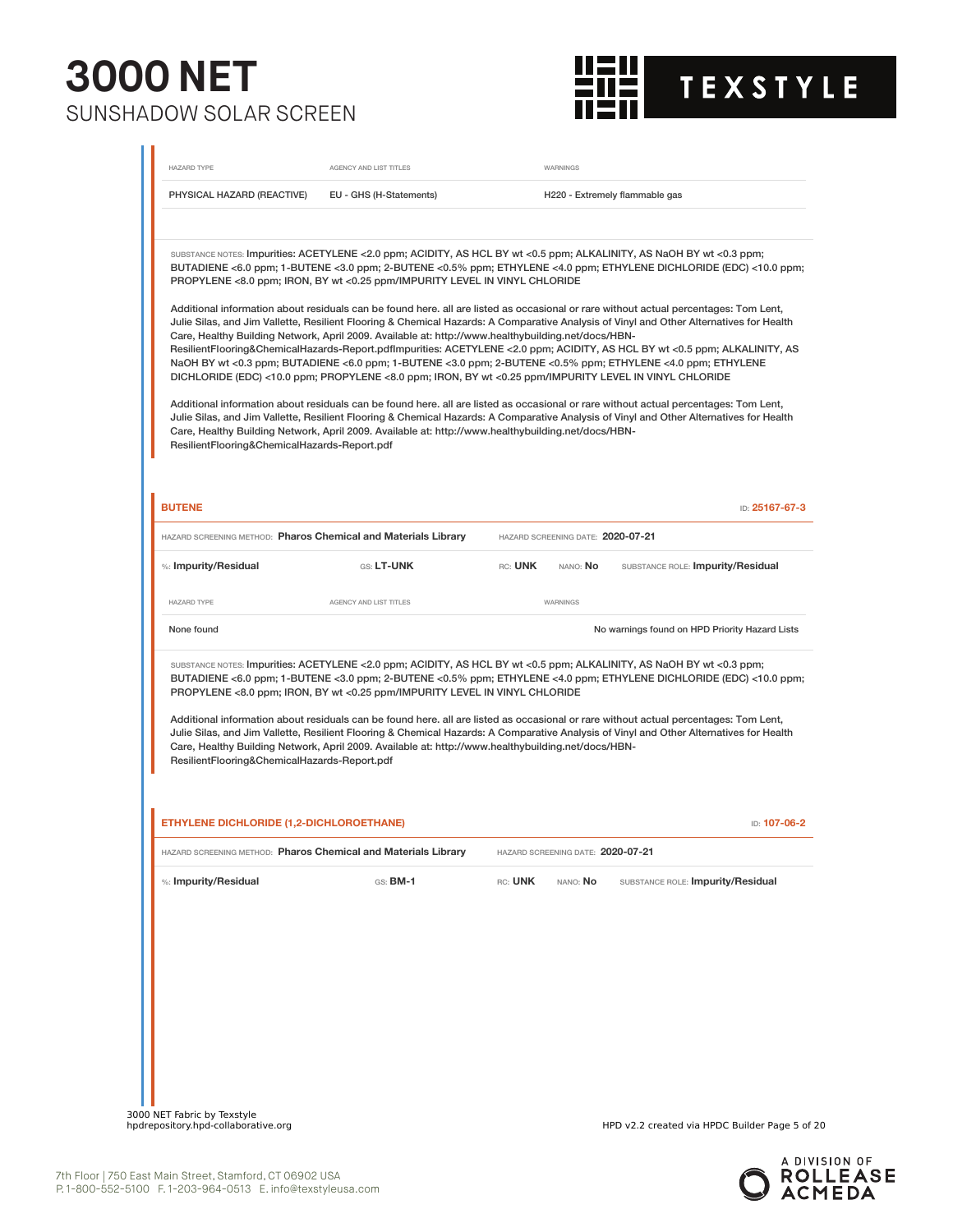| HAZARD TYPE | AGENCY AND LIST TITLES | WARNINGS |
|---|---|---|
| PHYSICAL HAZARD (REACTIVE) | EU - GHS (H-Statements) | H220 - Extremely flammable gas |

SUBSTANCE NOTES: Impurities: ACETYLENE <2.0 ppm; ACIDITY, AS HCL BY wt <0.5 ppm; ALKALINITY, AS NaOH BY wt <0.3 ppm; BUTADIENE <6.0 ppm; 1-BUTENE <3.0 ppm; 2-BUTENE <0.5% ppm; ETHYLENE <4.0 ppm; ETHYLENE DICHLORIDE (EDC) <10.0 ppm; PROPYLENE <8.0 ppm; IRON, BY wt <0.25 ppm/IMPURITY LEVEL IN VINYL CHLORIDE

Additional information about residuals can be found here. all are listed as occasional or rare without actual percentages: Tom Lent, Julie Silas, and Jim Vallette, Resilient Flooring & Chemical Hazards: A Comparative Analysis of Vinyl and Other Alternatives for Health Care, Healthy Building Network, April 2009. Available at: http://www.healthybuilding.net/docs/HBN-ResilientFlooring&ChemicalHazards-Report.pdfImpurities: ACETYLENE <2.0 ppm; ACIDITY, AS HCL BY wt <0.5 ppm; ALKALINITY, AS NaOH BY wt <0.3 ppm; BUTADIENE <6.0 ppm; 1-BUTENE <3.0 ppm; 2-BUTENE <0.5% ppm; ETHYLENE <4.0 ppm; ETHYLENE DICHLORIDE (EDC) <10.0 ppm; PROPYLENE <8.0 ppm; IRON, BY wt <0.25 ppm/IMPURITY LEVEL IN VINYL CHLORIDE

Additional information about residuals can be found here. all are listed as occasional or rare without actual percentages: Tom Lent, Julie Silas, and Jim Vallette, Resilient Flooring & Chemical Hazards: A Comparative Analysis of Vinyl and Other Alternatives for Health Care, Healthy Building Network, April 2009. Available at: http://www.healthybuilding.net/docs/HBN-ResilientFlooring&ChemicalHazards-Report.pdf

## BUTENE

ID: 25167-67-3

HAZARD SCREENING METHOD: **Pharos Chemical and Materials Library** HAZARD SCREENING DATE: **2020-07-21**

%: **Impurity/Residual** GS: **LT-UNK** RC: **UNK** NANO: **No** SUBSTANCE ROLE: **Impurity/Residual**

| HAZARD TYPE | AGENCY AND LIST TITLES | WARNINGS |
|---|---|---|
| None found | | No warnings found on HPD Priority Hazard Lists |

SUBSTANCE NOTES: Impurities: ACETYLENE <2.0 ppm; ACIDITY, AS HCL BY wt <0.5 ppm; ALKALINITY, AS NaOH BY wt <0.3 ppm; BUTADIENE <6.0 ppm; 1-BUTENE <3.0 ppm; 2-BUTENE <0.5% ppm; ETHYLENE <4.0 ppm; ETHYLENE DICHLORIDE (EDC) <10.0 ppm; PROPYLENE <8.0 ppm; IRON, BY wt <0.25 ppm/IMPURITY LEVEL IN VINYL CHLORIDE

Additional information about residuals can be found here. all are listed as occasional or rare without actual percentages: Tom Lent, Julie Silas, and Jim Vallette, Resilient Flooring & Chemical Hazards: A Comparative Analysis of Vinyl and Other Alternatives for Health Care, Healthy Building Network, April 2009. Available at: http://www.healthybuilding.net/docs/HBN-ResilientFlooring&ChemicalHazards-Report.pdf

## ETHYLENE DICHLORIDE (1,2-DICHLOROETHANE)

ID: 107-06-2

HAZARD SCREENING METHOD: **Pharos Chemical and Materials Library** HAZARD SCREENING DATE: **2020-07-21**

%: **Impurity/Residual** GS: **BM-1** RC: **UNK** NANO: **No** SUBSTANCE ROLE: **Impurity/Residual**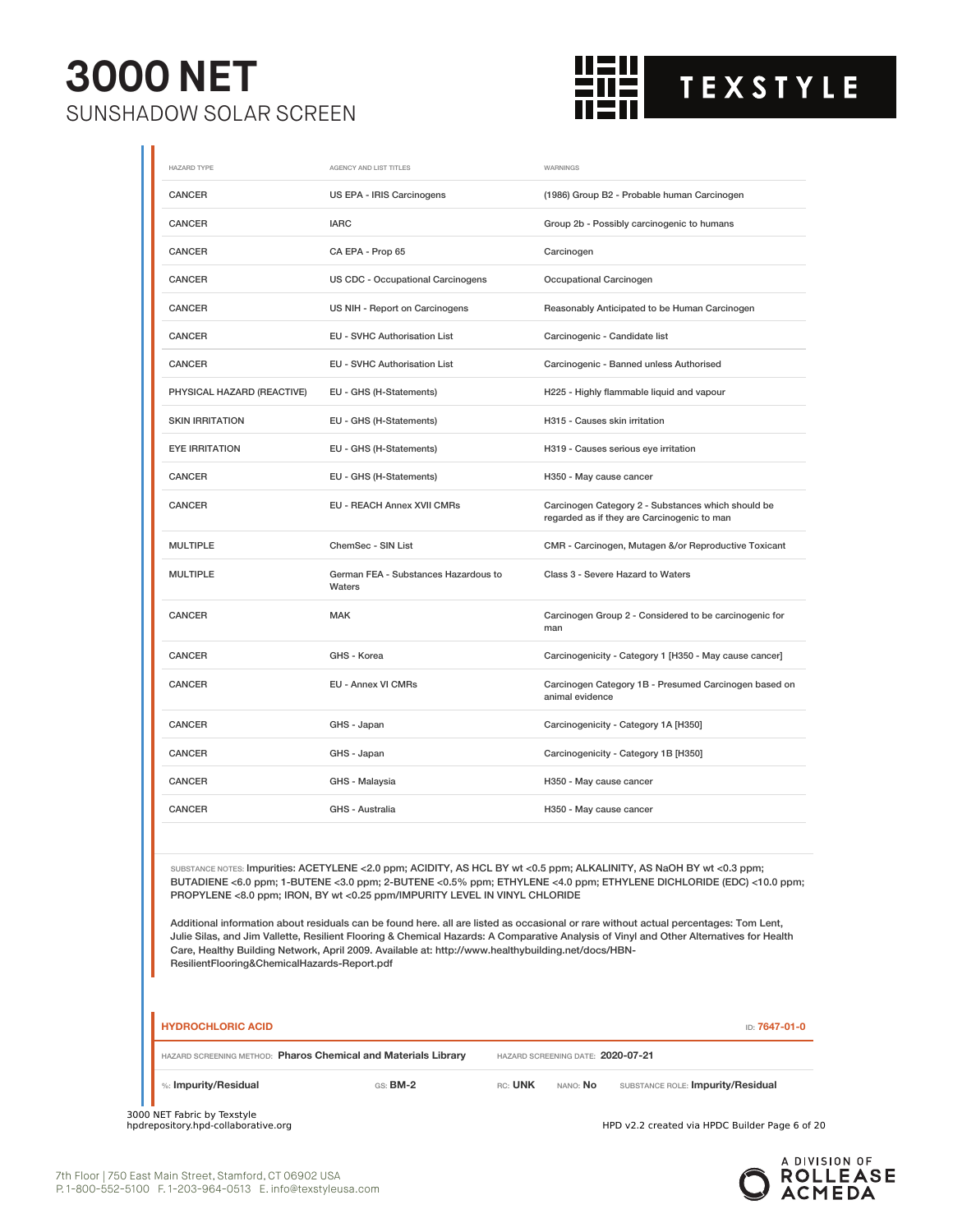| HAZARD TYPE | AGENCY AND LIST TITLES | WARNINGS |
|---|---|---|
| CANCER | US EPA - IRIS Carcinogens | (1986) Group B2 - Probable human Carcinogen |
| CANCER | IARC | Group 2b - Possibly carcinogenic to humans |
| CANCER | CA EPA - Prop 65 | Carcinogen |
| CANCER | US CDC - Occupational Carcinogens | Occupational Carcinogen |
| CANCER | US NIH - Report on Carcinogens | Reasonably Anticipated to be Human Carcinogen |
| CANCER | EU - SVHC Authorisation List | Carcinogenic - Candidate list |
| CANCER | EU - SVHC Authorisation List | Carcinogenic - Banned unless Authorised |
| PHYSICAL HAZARD (REACTIVE) | EU - GHS (H-Statements) | H225 - Highly flammable liquid and vapour |
| SKIN IRRITATION | EU - GHS (H-Statements) | H315 - Causes skin irritation |
| EYE IRRITATION | EU - GHS (H-Statements) | H319 - Causes serious eye irritation |
| CANCER | EU - GHS (H-Statements) | H350 - May cause cancer |
| CANCER | EU - REACH Annex XVII CMRs | Carcinogen Category 2 - Substances which should be regarded as if they are Carcinogenic to man |
| MULTIPLE | ChemSec - SIN List | CMR - Carcinogen, Mutagen &/or Reproductive Toxicant |
| MULTIPLE | German FEA - Substances Hazardous to Waters | Class 3 - Severe Hazard to Waters |
| CANCER | MAK | Carcinogen Group 2 - Considered to be carcinogenic for man |
| CANCER | GHS - Korea | Carcinogenicity - Category 1 [H350 - May cause cancer] |
| CANCER | EU - Annex VI CMRs | Carcinogen Category 1B - Presumed Carcinogen based on animal evidence |
| CANCER | GHS - Japan | Carcinogenicity - Category 1A [H350] |
| CANCER | GHS - Japan | Carcinogenicity - Category 1B [H350] |
| CANCER | GHS - Malaysia | H350 - May cause cancer |
| CANCER | GHS - Australia | H350 - May cause cancer |

SUBSTANCE NOTES: Impurities: ACETYLENE <2.0 ppm; ACIDITY, AS HCL BY wt <0.5 ppm; ALKALINITY, AS NaOH BY wt <0.3 ppm; BUTADIENE <6.0 ppm; 1-BUTENE <3.0 ppm; 2-BUTENE <0.5% ppm; ETHYLENE <4.0 ppm; ETHYLENE DICHLORIDE (EDC) <10.0 ppm; PROPYLENE <8.0 ppm; IRON, BY wt <0.25 ppm/IMPURITY LEVEL IN VINYL CHLORIDE

Additional information about residuals can be found here. all are listed as occasional or rare without actual percentages: Tom Lent, Julie Silas, and Jim Vallette, Resilient Flooring & Chemical Hazards: A Comparative Analysis of Vinyl and Other Alternatives for Health Care, Healthy Building Network, April 2009. Available at: http://www.healthybuilding.net/docs/HBN-ResilientFlooring&ChemicalHazards-Report.pdf

## HYDROCHLORIC ACID

ID: **7647-01-0**

HAZARD SCREENING METHOD: **Pharos Chemical and Materials Library** HAZARD SCREENING DATE: **2020-07-21**

%: **Impurity/Residual** GS: **BM-2** RC: **UNK** NANO: **No** SUBSTANCE ROLE: **Impurity/Residual**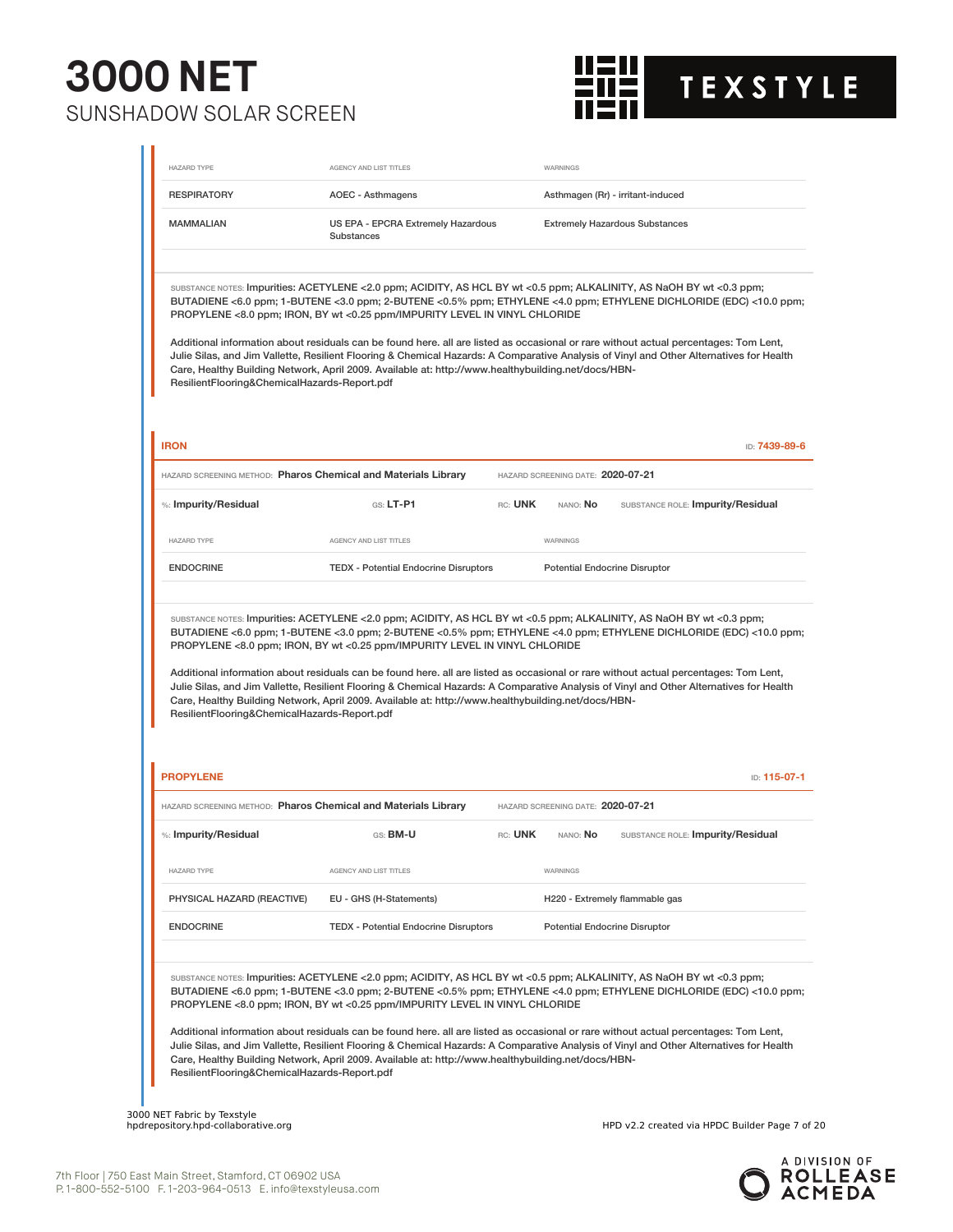| HAZARD TYPE | AGENCY AND LIST TITLES | WARNINGS |
|---|---|---|
| RESPIRATORY | AOEC - Asthmagens | Asthmagen (Rr) - irritant-induced |
| MAMMALIAN | US EPA - EPCRA Extremely Hazardous Substances | Extremely Hazardous Substances |

SUBSTANCE NOTES: Impurities: ACETYLENE <2.0 ppm; ACIDITY, AS HCL BY wt <0.5 ppm; ALKALINITY, AS NaOH BY wt <0.3 ppm; BUTADIENE <6.0 ppm; 1-BUTENE <3.0 ppm; 2-BUTENE <0.5% ppm; ETHYLENE <4.0 ppm; ETHYLENE DICHLORIDE (EDC) <10.0 ppm; PROPYLENE <8.0 ppm; IRON, BY wt <0.25 ppm/IMPURITY LEVEL IN VINYL CHLORIDE

Additional information about residuals can be found here. all are listed as occasional or rare without actual percentages: Tom Lent, Julie Silas, and Jim Vallette, Resilient Flooring & Chemical Hazards: A Comparative Analysis of Vinyl and Other Alternatives for Health Care, Healthy Building Network, April 2009. Available at: http://www.healthybuilding.net/docs/HBN-ResilientFlooring&ChemicalHazards-Report.pdf

## IRON

ID: 7439-89-6

HAZARD SCREENING METHOD: **Pharos Chemical and Materials Library** HAZARD SCREENING DATE: **2020-07-21**

%: **Impurity/Residual** GS: **LT-P1** RC: **UNK** NANO: **No** SUBSTANCE ROLE: **Impurity/Residual**

| HAZARD TYPE | AGENCY AND LIST TITLES | WARNINGS |
|---|---|---|
| ENDOCRINE | TEDX - Potential Endocrine Disruptors | Potential Endocrine Disruptor |

SUBSTANCE NOTES: Impurities: ACETYLENE <2.0 ppm; ACIDITY, AS HCL BY wt <0.5 ppm; ALKALINITY, AS NaOH BY wt <0.3 ppm; BUTADIENE <6.0 ppm; 1-BUTENE <3.0 ppm; 2-BUTENE <0.5% ppm; ETHYLENE <4.0 ppm; ETHYLENE DICHLORIDE (EDC) <10.0 ppm; PROPYLENE <8.0 ppm; IRON, BY wt <0.25 ppm/IMPURITY LEVEL IN VINYL CHLORIDE

Additional information about residuals can be found here. all are listed as occasional or rare without actual percentages: Tom Lent, Julie Silas, and Jim Vallette, Resilient Flooring & Chemical Hazards: A Comparative Analysis of Vinyl and Other Alternatives for Health Care, Healthy Building Network, April 2009. Available at: http://www.healthybuilding.net/docs/HBN-ResilientFlooring&ChemicalHazards-Report.pdf

## PROPYLENE

ID: 115-07-1

HAZARD SCREENING METHOD: **Pharos Chemical and Materials Library** HAZARD SCREENING DATE: **2020-07-21**

%: **Impurity/Residual** GS: **BM-U** RC: **UNK** NANO: **No** SUBSTANCE ROLE: **Impurity/Residual**

| HAZARD TYPE | AGENCY AND LIST TITLES | WARNINGS |
|---|---|---|
| PHYSICAL HAZARD (REACTIVE) | EU - GHS (H-Statements) | H220 - Extremely flammable gas |
| ENDOCRINE | TEDX - Potential Endocrine Disruptors | Potential Endocrine Disruptor |

SUBSTANCE NOTES: Impurities: ACETYLENE <2.0 ppm; ACIDITY, AS HCL BY wt <0.5 ppm; ALKALINITY, AS NaOH BY wt <0.3 ppm; BUTADIENE <6.0 ppm; 1-BUTENE <3.0 ppm; 2-BUTENE <0.5% ppm; ETHYLENE <4.0 ppm; ETHYLENE DICHLORIDE (EDC) <10.0 ppm; PROPYLENE <8.0 ppm; IRON, BY wt <0.25 ppm/IMPURITY LEVEL IN VINYL CHLORIDE

Additional information about residuals can be found here. all are listed as occasional or rare without actual percentages: Tom Lent, Julie Silas, and Jim Vallette, Resilient Flooring & Chemical Hazards: A Comparative Analysis of Vinyl and Other Alternatives for Health Care, Healthy Building Network, April 2009. Available at: http://www.healthybuilding.net/docs/HBN-ResilientFlooring&ChemicalHazards-Report.pdf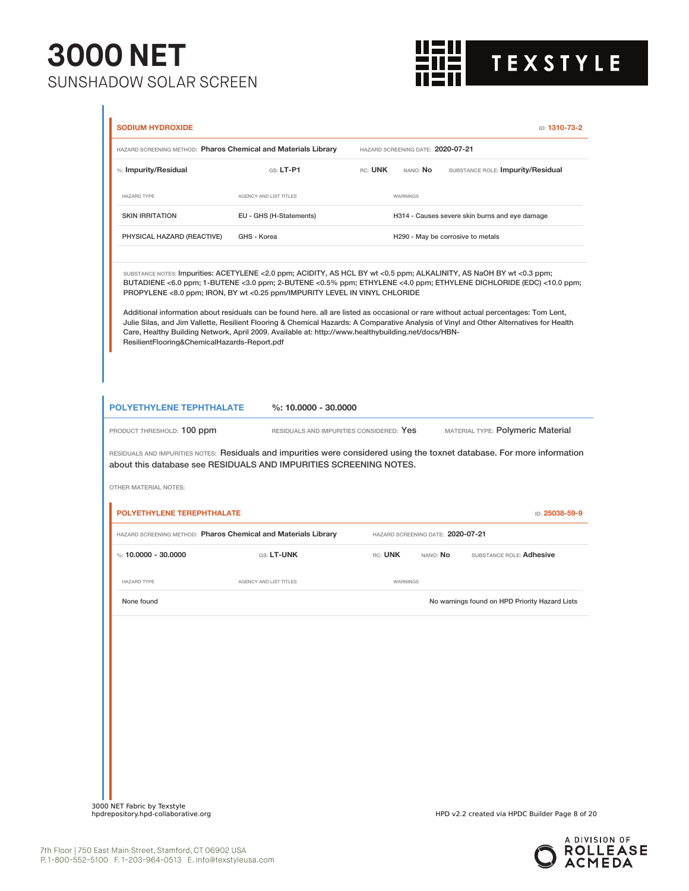**SODIUM HYDROXIDE** ID: 1310-73-2

HAZARD SCREENING METHOD: **Pharos Chemical and Materials Library** HAZARD SCREENING DATE: **2020-07-21**

%: **Impurity/Residual** GS: **LT-P1** RC: **UNK** NANO: **No** SUBSTANCE ROLE: **Impurity/Residual**

| HAZARD TYPE | AGENCY AND LIST TITLES | WARNINGS |
|---|---|---|
| SKIN IRRITATION | EU - GHS (H-Statements) | H314 - Causes severe skin burns and eye damage |
| PHYSICAL HAZARD (REACTIVE) | GHS - Korea | H290 - May be corrosive to metals |

SUBSTANCE NOTES: Impurities: ACETYLENE <2.0 ppm; ACIDITY, AS HCL BY wt <0.5 ppm; ALKALINITY, AS NaOH BY wt <0.3 ppm; BUTADIENE <6.0 ppm; 1-BUTENE <3.0 ppm; 2-BUTENE <0.5% ppm; ETHYLENE <4.0 ppm; ETHYLENE DICHLORIDE (EDC) <10.0 ppm; PROPYLENE <8.0 ppm; IRON, BY wt <0.25 ppm/IMPURITY LEVEL IN VINYL CHLORIDE

Additional information about residuals can be found here. all are listed as occasional or rare without actual percentages: Tom Lent, Julie Silas, and Jim Vallette, Resilient Flooring & Chemical Hazards: A Comparative Analysis of Vinyl and Other Alternatives for Health Care, Healthy Building Network, April 2009. Available at: http://www.healthybuilding.net/docs/HBN-ResilientFlooring&ChemicalHazards-Report.pdf

## POLYETHYLENE TEPHTHALATE %: 10.0000 - 30.0000

PRODUCT THRESHOLD: 100 ppm RESIDUALS AND IMPURITIES CONSIDERED: Yes MATERIAL TYPE: Polymeric Material

RESIDUALS AND IMPURITIES NOTES: Residuals and impurities were considered using the toxnet database. For more information about this database see RESIDUALS AND IMPURITIES SCREENING NOTES.

OTHER MATERIAL NOTES:

**POLYETHYLENE TEREPHTHALATE** ID: 25038-59-9

HAZARD SCREENING METHOD: **Pharos Chemical and Materials Library** HAZARD SCREENING DATE: **2020-07-21**

%: **10.0000 - 30.0000** GS: **LT-UNK** RC: **UNK** NANO: **No** SUBSTANCE ROLE: **Adhesive**

| HAZARD TYPE | AGENCY AND LIST TITLES | WARNINGS |
|---|---|---|
| None found | | No warnings found on HPD Priority Hazard Lists |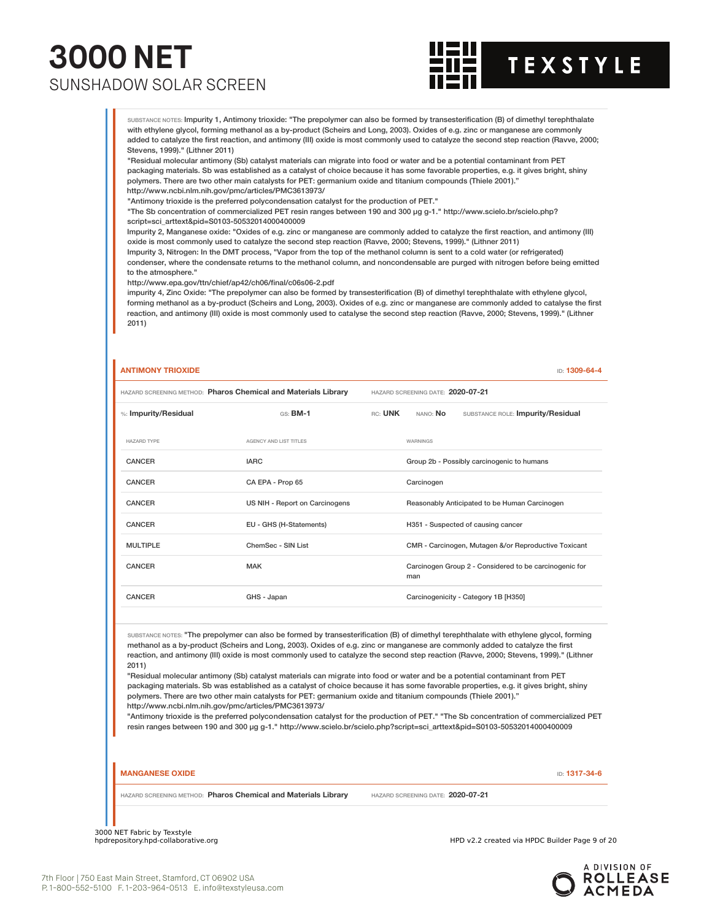SUBSTANCE NOTES: Impurity 1, Antimony trioxide: "The prepolymer can also be formed by transesterification (B) of dimethyl terephthalate with ethylene glycol, forming methanol as a by-product (Scheirs and Long, 2003). Oxides of e.g. zinc or manganese are commonly added to catalyze the first reaction, and antimony (III) oxide is most commonly used to catalyze the second step reaction (Ravve, 2000; Stevens, 1999)." (Lithner 2011)
"Residual molecular antimony (Sb) catalyst materials can migrate into food or water and be a potential contaminant from PET packaging materials. Sb was established as a catalyst of choice because it has some favorable properties, e.g. it gives bright, shiny polymers. There are two other main catalysts for PET: germanium oxide and titanium compounds (Thiele 2001)."
http://www.ncbi.nlm.nih.gov/pmc/articles/PMC3613973/
"Antimony trioxide is the preferred polycondensation catalyst for the production of PET."
"The Sb concentration of commercialized PET resin ranges between 190 and 300 µg g-1." http://www.scielo.br/scielo.php?script=sci_arttext&pid=S0103-50532014000400009
Impurity 2, Manganese oxide: "Oxides of e.g. zinc or manganese are commonly added to catalyze the first reaction, and antimony (III) oxide is most commonly used to catalyze the second step reaction (Ravve, 2000; Stevens, 1999)." (Lithner 2011)
Impurity 3, Nitrogen: In the DMT process, "Vapor from the top of the methanol column is sent to a cold water (or refrigerated) condenser, where the condensate returns to the methanol column, and noncondensable are purged with nitrogen before being emitted to the atmosphere."
http://www.epa.gov/ttn/chief/ap42/ch06/final/c06s06-2.pdf
impurity 4, Zinc Oxide: "The prepolymer can also be formed by transesterification (B) of dimethyl terephthalate with ethylene glycol, forming methanol as a by-product (Scheirs and Long, 2003). Oxides of e.g. zinc or manganese are commonly added to catalyse the first reaction, and antimony (III) oxide is most commonly used to catalyse the second step reaction (Ravve, 2000; Stevens, 1999)." (Lithner 2011)

## ANTIMONY TRIOXIDE

ID: 1309-64-4

HAZARD SCREENING METHOD: **Pharos Chemical and Materials Library** HAZARD SCREENING DATE: **2020-07-21**

%: **Impurity/Residual** GS: **BM-1** RC: **UNK** NANO: **No** SUBSTANCE ROLE: **Impurity/Residual**

| HAZARD TYPE | AGENCY AND LIST TITLES | WARNINGS |
|---|---|---|
| CANCER | IARC | Group 2b - Possibly carcinogenic to humans |
| CANCER | CA EPA - Prop 65 | Carcinogen |
| CANCER | US NIH - Report on Carcinogens | Reasonably Anticipated to be Human Carcinogen |
| CANCER | EU - GHS (H-Statements) | H351 - Suspected of causing cancer |
| MULTIPLE | ChemSec - SIN List | CMR - Carcinogen, Mutagen &/or Reproductive Toxicant |
| CANCER | MAK | Carcinogen Group 2 - Considered to be carcinogenic for man |
| CANCER | GHS - Japan | Carcinogenicity - Category 1B [H350] |

SUBSTANCE NOTES: "The prepolymer can also be formed by transesterification (B) of dimethyl terephthalate with ethylene glycol, forming methanol as a by-product (Scheirs and Long, 2003). Oxides of e.g. zinc or manganese are commonly added to catalyze the first reaction, and antimony (III) oxide is most commonly used to catalyze the second step reaction (Ravve, 2000; Stevens, 1999)." (Lithner 2011)
"Residual molecular antimony (Sb) catalyst materials can migrate into food or water and be a potential contaminant from PET packaging materials. Sb was established as a catalyst of choice because it has some favorable properties, e.g. it gives bright, shiny polymers. There are two other main catalysts for PET: germanium oxide and titanium compounds (Thiele 2001)."
http://www.ncbi.nlm.nih.gov/pmc/articles/PMC3613973/
"Antimony trioxide is the preferred polycondensation catalyst for the production of PET." "The Sb concentration of commercialized PET resin ranges between 190 and 300 µg g-1." http://www.scielo.br/scielo.php?script=sci_arttext&pid=S0103-50532014000400009

## MANGANESE OXIDE

ID: 1317-34-6

HAZARD SCREENING METHOD: **Pharos Chemical and Materials Library** HAZARD SCREENING DATE: **2020-07-21**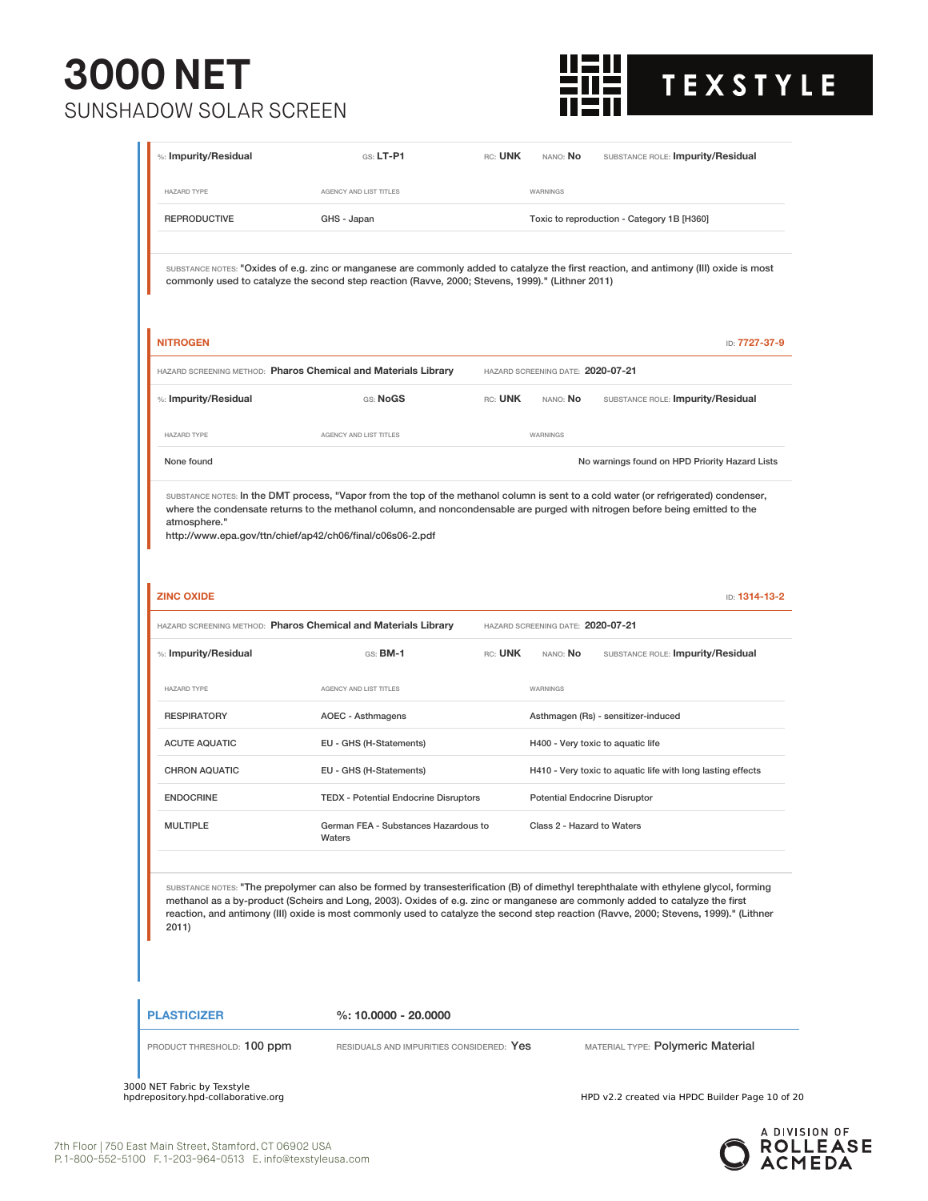%: **Impurity/Residual** GS: **LT-P1** RC: **UNK** NANO: **No** SUBSTANCE ROLE: **Impurity/Residual**

| HAZARD TYPE | AGENCY AND LIST TITLES | WARNINGS |
|---|---|---|
| REPRODUCTIVE | GHS - Japan | Toxic to reproduction - Category 1B [H360] |

SUBSTANCE NOTES: "Oxides of e.g. zinc or manganese are commonly added to catalyze the first reaction, and antimony (III) oxide is most commonly used to catalyze the second step reaction (Ravve, 2000; Stevens, 1999)." (Lithner 2011)

## NITROGEN

ID: **7727-37-9**

HAZARD SCREENING METHOD: **Pharos Chemical and Materials Library** HAZARD SCREENING DATE: **2020-07-21**

%: **Impurity/Residual** GS: **NoGS** RC: **UNK** NANO: **No** SUBSTANCE ROLE: **Impurity/Residual**

| HAZARD TYPE | AGENCY AND LIST TITLES | WARNINGS |
|---|---|---|
| None found | | No warnings found on HPD Priority Hazard Lists |

SUBSTANCE NOTES: In the DMT process, "Vapor from the top of the methanol column is sent to a cold water (or refrigerated) condenser, where the condensate returns to the methanol column, and noncondensable are purged with nitrogen before being emitted to the atmosphere."
http://www.epa.gov/ttn/chief/ap42/ch06/final/c06s06-2.pdf

## ZINC OXIDE

ID: **1314-13-2**

HAZARD SCREENING METHOD: **Pharos Chemical and Materials Library** HAZARD SCREENING DATE: **2020-07-21**

%: **Impurity/Residual** GS: **BM-1** RC: **UNK** NANO: **No** SUBSTANCE ROLE: **Impurity/Residual**

| HAZARD TYPE | AGENCY AND LIST TITLES | WARNINGS |
|---|---|---|
| RESPIRATORY | AOEC - Asthmagens | Asthmagen (Rs) - sensitizer-induced |
| ACUTE AQUATIC | EU - GHS (H-Statements) | H400 - Very toxic to aquatic life |
| CHRON AQUATIC | EU - GHS (H-Statements) | H410 - Very toxic to aquatic life with long lasting effects |
| ENDOCRINE | TEDX - Potential Endocrine Disruptors | Potential Endocrine Disruptor |
| MULTIPLE | German FEA - Substances Hazardous to Waters | Class 2 - Hazard to Waters |

SUBSTANCE NOTES: "The prepolymer can also be formed by transesterification (B) of dimethyl terephthalate with ethylene glycol, forming methanol as a by-product (Scheirs and Long, 2003). Oxides of e.g. zinc or manganese are commonly added to catalyze the first reaction, and antimony (III) oxide is most commonly used to catalyze the second step reaction (Ravve, 2000; Stevens, 1999)." (Lithner 2011)

## PLASTICIZER

%: **10.0000 - 20.0000**

PRODUCT THRESHOLD: **100 ppm** RESIDUALS AND IMPURITIES CONSIDERED: **Yes** MATERIAL TYPE: **Polymeric Material**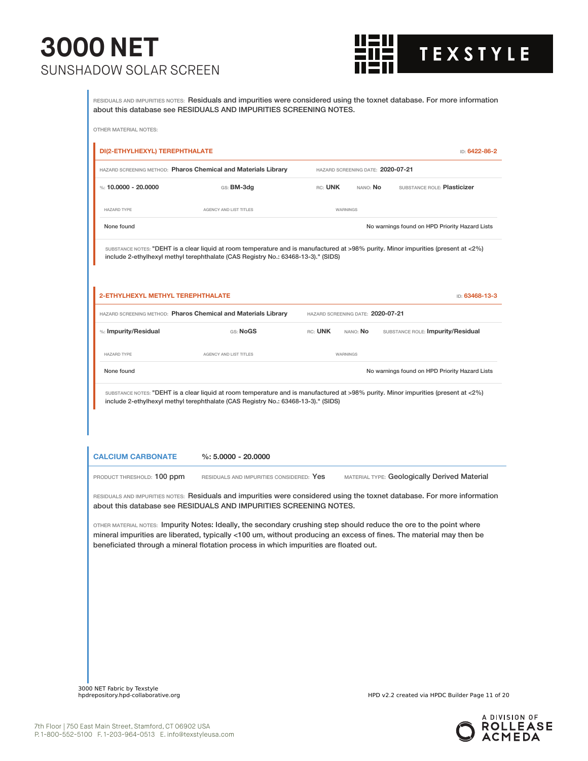RESIDUALS AND IMPURITIES NOTES: Residuals and impurities were considered using the toxnet database. For more information about this database see RESIDUALS AND IMPURITIES SCREENING NOTES.

OTHER MATERIAL NOTES:

### DI(2-ETHYLHEXYL) TEREPHTHALATE

ID: 6422-86-2

HAZARD SCREENING METHOD: **Pharos Chemical and Materials Library** HAZARD SCREENING DATE: **2020-07-21**

%: **10.0000 - 20.0000** GS: **BM-3dg** RC: **UNK** NANO: **No** SUBSTANCE ROLE: **Plasticizer**

| HAZARD TYPE | AGENCY AND LIST TITLES | WARNINGS |
| --- | --- | --- |
| None found | | No warnings found on HPD Priority Hazard Lists |

SUBSTANCE NOTES: "DEHT is a clear liquid at room temperature and is manufactured at >98% purity. Minor impurities (present at <2%) include 2-ethylhexyl methyl terephthalate (CAS Registry No.: 63468-13-3)." (SIDS)

### 2-ETHYLHEXYL METHYL TEREPHTHALATE

ID: 63468-13-3

HAZARD SCREENING METHOD: **Pharos Chemical and Materials Library** HAZARD SCREENING DATE: **2020-07-21**

%: **Impurity/Residual** GS: **NoGS** RC: **UNK** NANO: **No** SUBSTANCE ROLE: **Impurity/Residual**

| HAZARD TYPE | AGENCY AND LIST TITLES | WARNINGS |
| --- | --- | --- |
| None found | | No warnings found on HPD Priority Hazard Lists |

SUBSTANCE NOTES: "DEHT is a clear liquid at room temperature and is manufactured at >98% purity. Minor impurities (present at <2%) include 2-ethylhexyl methyl terephthalate (CAS Registry No.: 63468-13-3)." (SIDS)

## CALCIUM CARBONATE

%: **5.0000 - 20.0000**

PRODUCT THRESHOLD: **100 ppm** RESIDUALS AND IMPURITIES CONSIDERED: **Yes** MATERIAL TYPE: **Geologically Derived Material**

RESIDUALS AND IMPURITIES NOTES: Residuals and impurities were considered using the toxnet database. For more information about this database see RESIDUALS AND IMPURITIES SCREENING NOTES.

OTHER MATERIAL NOTES: Impurity Notes: Ideally, the secondary crushing step should reduce the ore to the point where mineral impurities are liberated, typically <100 um, without producing an excess of fines. The material may then be beneficiated through a mineral flotation process in which impurities are floated out.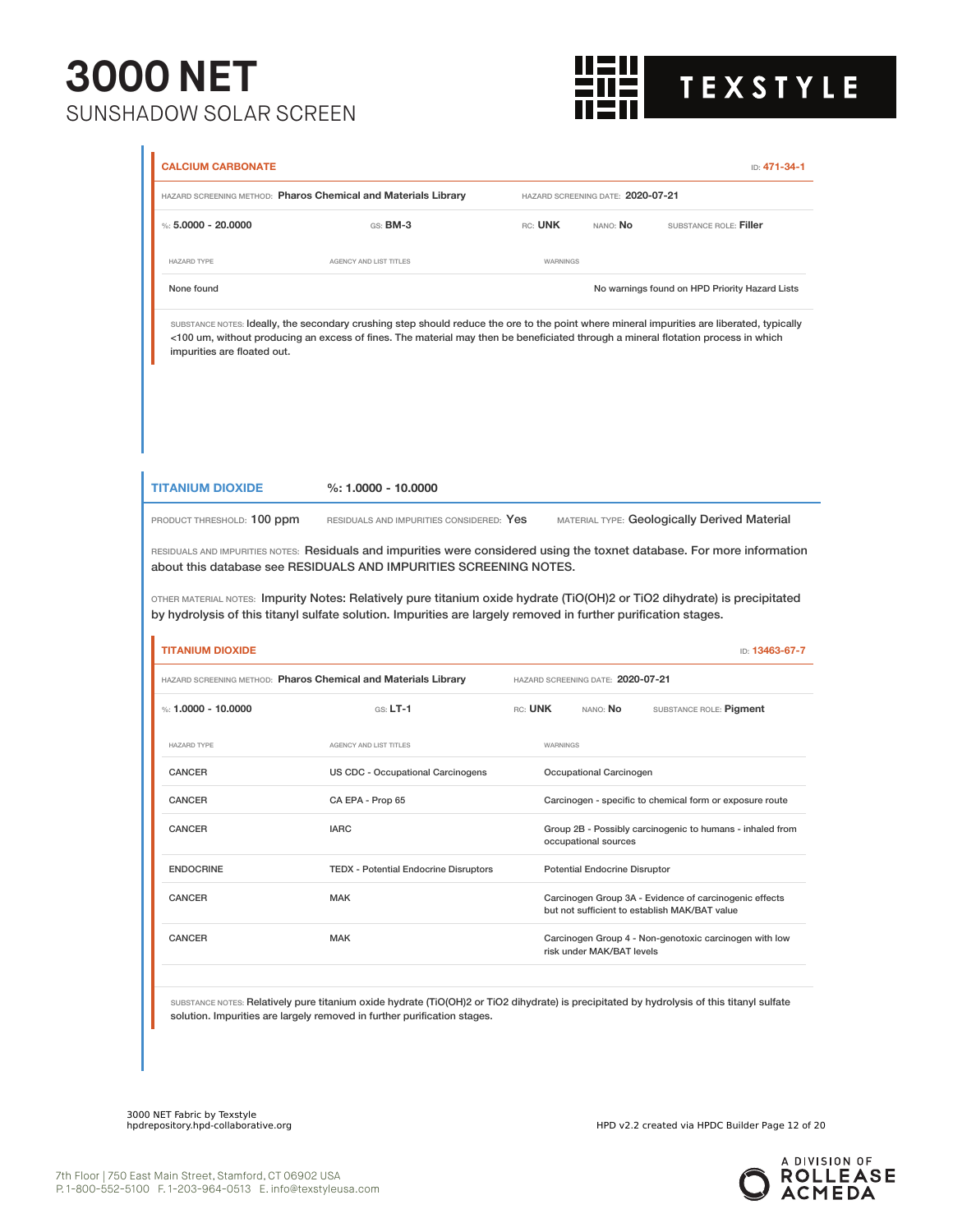### CALCIUM CARBONATE

ID: 471-34-1

HAZARD SCREENING METHOD: **Pharos Chemical and Materials Library** HAZARD SCREENING DATE: **2020-07-21**

%: **5.0000 - 20.0000** GS: **BM-3** RC: **UNK** NANO: **No** SUBSTANCE ROLE: **Filler**

| HAZARD TYPE | AGENCY AND LIST TITLES | WARNINGS |
|---|---|---|
| None found | | No warnings found on HPD Priority Hazard Lists |

SUBSTANCE NOTES: Ideally, the secondary crushing step should reduce the ore to the point where mineral impurities are liberated, typically <100 um, without producing an excess of fines. The material may then be beneficiated through a mineral flotation process in which impurities are floated out.

## TITANIUM DIOXIDE

%: **1.0000 - 10.0000**

PRODUCT THRESHOLD: 100 ppm RESIDUALS AND IMPURITIES CONSIDERED: Yes MATERIAL TYPE: Geologically Derived Material

RESIDUALS AND IMPURITIES NOTES: Residuals and impurities were considered using the toxnet database. For more information about this database see RESIDUALS AND IMPURITIES SCREENING NOTES.

OTHER MATERIAL NOTES: Impurity Notes: Relatively pure titanium oxide hydrate (TiO(OH)2 or TiO2 dihydrate) is precipitated by hydrolysis of this titanyl sulfate solution. Impurities are largely removed in further purification stages.

### TITANIUM DIOXIDE

ID: 13463-67-7

HAZARD SCREENING METHOD: **Pharos Chemical and Materials Library** HAZARD SCREENING DATE: **2020-07-21**

%: **1.0000 - 10.0000** GS: **LT-1** RC: **UNK** NANO: **No** SUBSTANCE ROLE: **Pigment**

| HAZARD TYPE | AGENCY AND LIST TITLES | WARNINGS |
|---|---|---|
| CANCER | US CDC - Occupational Carcinogens | Occupational Carcinogen |
| CANCER | CA EPA - Prop 65 | Carcinogen - specific to chemical form or exposure route |
| CANCER | IARC | Group 2B - Possibly carcinogenic to humans - inhaled from occupational sources |
| ENDOCRINE | TEDX - Potential Endocrine Disruptors | Potential Endocrine Disruptor |
| CANCER | MAK | Carcinogen Group 3A - Evidence of carcinogenic effects but not sufficient to establish MAK/BAT value |
| CANCER | MAK | Carcinogen Group 4 - Non-genotoxic carcinogen with low risk under MAK/BAT levels |

SUBSTANCE NOTES: Relatively pure titanium oxide hydrate (TiO(OH)2 or TiO2 dihydrate) is precipitated by hydrolysis of this titanyl sulfate solution. Impurities are largely removed in further purification stages.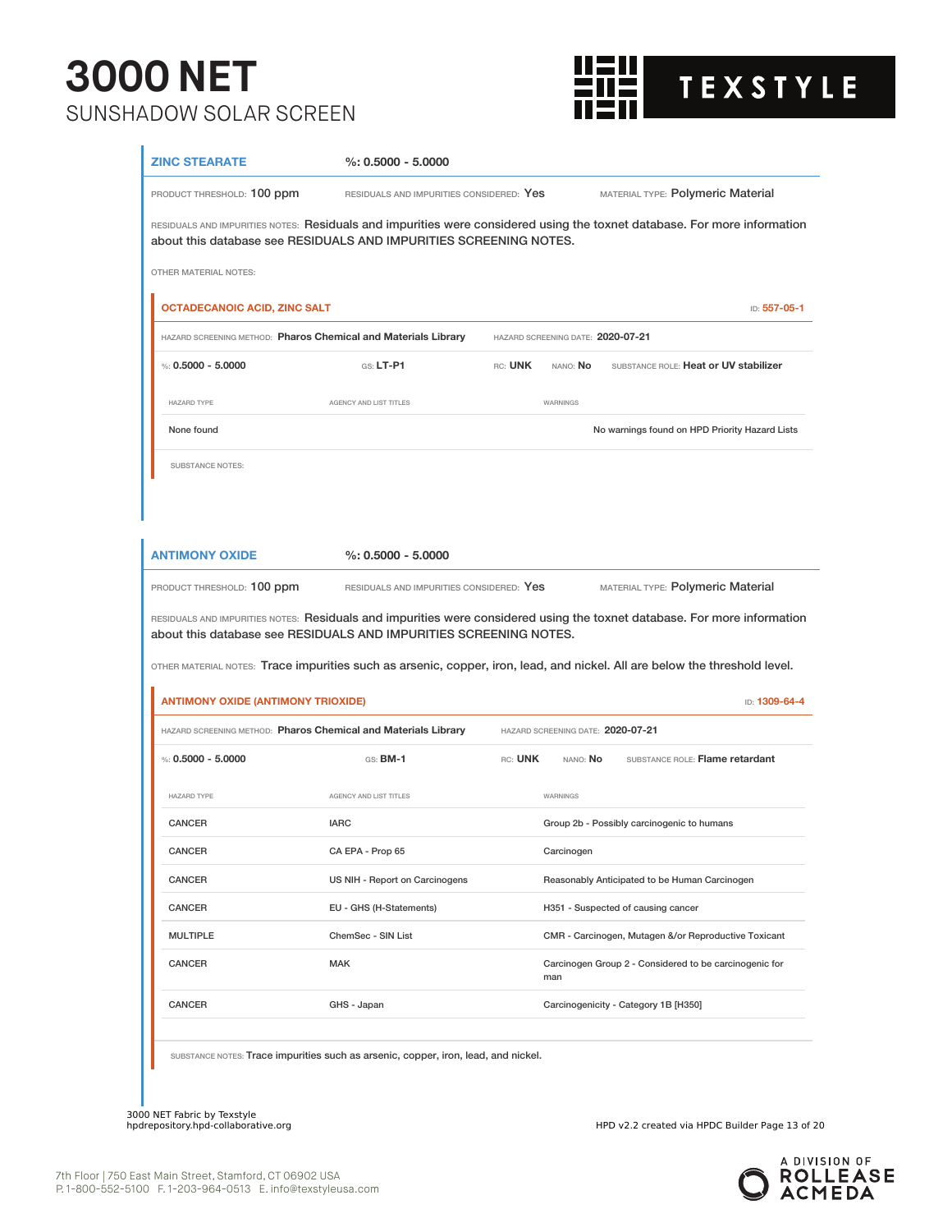## ZINC STEARATE

%: 0.5000 - 5.0000

PRODUCT THRESHOLD: 100 ppm | RESIDUALS AND IMPURITIES CONSIDERED: Yes | MATERIAL TYPE: Polymeric Material

RESIDUALS AND IMPURITIES NOTES: Residuals and impurities were considered using the toxnet database. For more information about this database see RESIDUALS AND IMPURITIES SCREENING NOTES.

OTHER MATERIAL NOTES:

### OCTADECANOIC ACID, ZINC SALT

ID: 557-05-1

HAZARD SCREENING METHOD: Pharos Chemical and Materials Library | HAZARD SCREENING DATE: 2020-07-21

%: 0.5000 - 5.0000 | GS: LT-P1 | RC: UNK | NANO: No | SUBSTANCE ROLE: Heat or UV stabilizer

| HAZARD TYPE | AGENCY AND LIST TITLES | WARNINGS |
|---|---|---|
| None found | | No warnings found on HPD Priority Hazard Lists |

SUBSTANCE NOTES:

## ANTIMONY OXIDE

%: 0.5000 - 5.0000

PRODUCT THRESHOLD: 100 ppm | RESIDUALS AND IMPURITIES CONSIDERED: Yes | MATERIAL TYPE: Polymeric Material

RESIDUALS AND IMPURITIES NOTES: Residuals and impurities were considered using the toxnet database. For more information about this database see RESIDUALS AND IMPURITIES SCREENING NOTES.

OTHER MATERIAL NOTES: Trace impurities such as arsenic, copper, iron, lead, and nickel. All are below the threshold level.

### ANTIMONY OXIDE (ANTIMONY TRIOXIDE)

ID: 1309-64-4

HAZARD SCREENING METHOD: Pharos Chemical and Materials Library | HAZARD SCREENING DATE: 2020-07-21

%: 0.5000 - 5.0000 | GS: BM-1 | RC: UNK | NANO: No | SUBSTANCE ROLE: Flame retardant

| HAZARD TYPE | AGENCY AND LIST TITLES | WARNINGS |
|---|---|---|
| CANCER | IARC | Group 2b - Possibly carcinogenic to humans |
| CANCER | CA EPA - Prop 65 | Carcinogen |
| CANCER | US NIH - Report on Carcinogens | Reasonably Anticipated to be Human Carcinogen |
| CANCER | EU - GHS (H-Statements) | H351 - Suspected of causing cancer |
| MULTIPLE | ChemSec - SIN List | CMR - Carcinogen, Mutagen &/or Reproductive Toxicant |
| CANCER | MAK | Carcinogen Group 2 - Considered to be carcinogenic for man |
| CANCER | GHS - Japan | Carcinogenicity - Category 1B [H350] |

SUBSTANCE NOTES: Trace impurities such as arsenic, copper, iron, lead, and nickel.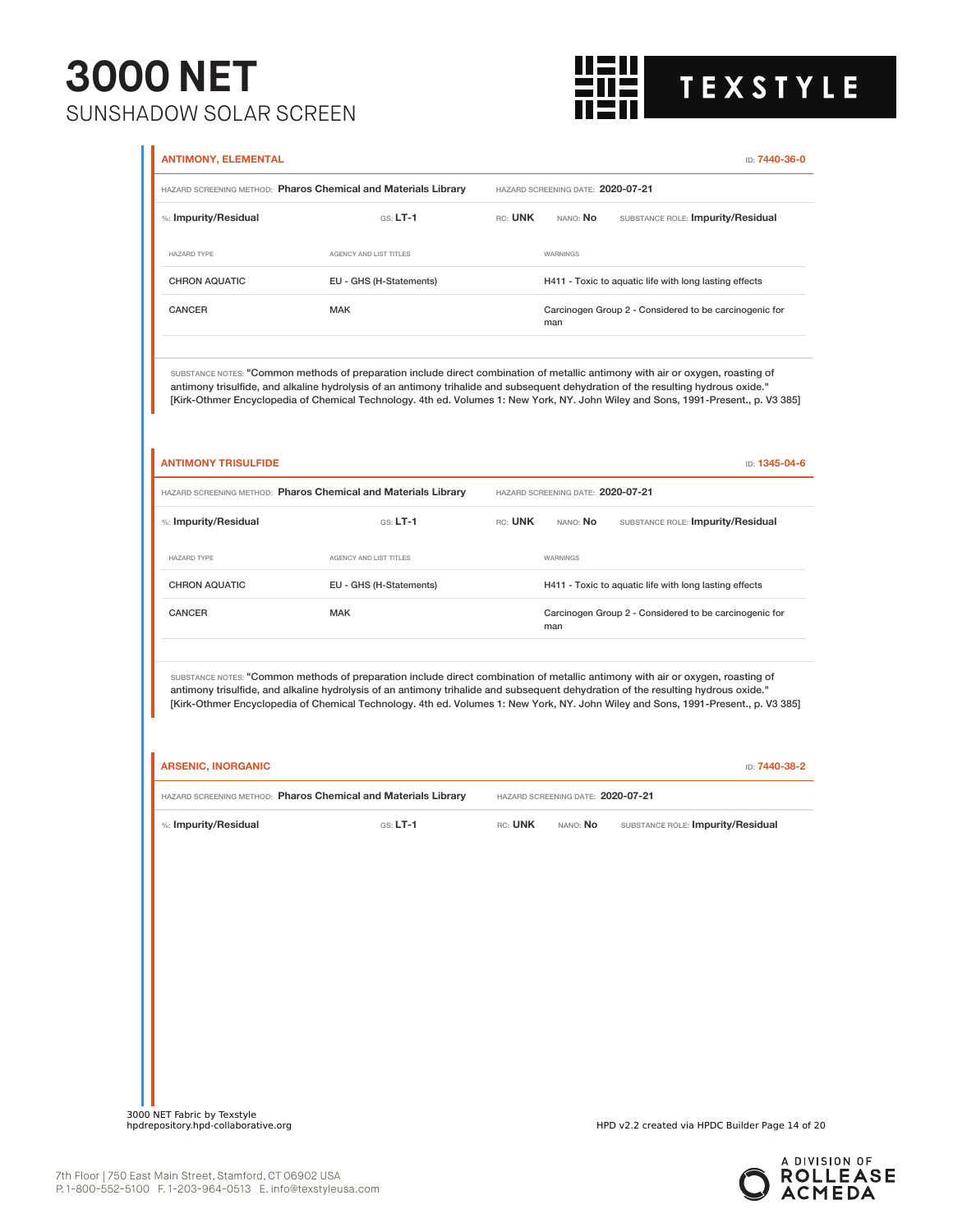### ANTIMONY, ELEMENTAL

ID: **7440-36-0**

HAZARD SCREENING METHOD: **Pharos Chemical and Materials Library** HAZARD SCREENING DATE: **2020-07-21**

%: **Impurity/Residual** GS: **LT-1** RC: **UNK** NANO: **No** SUBSTANCE ROLE: **Impurity/Residual**

| HAZARD TYPE | AGENCY AND LIST TITLES | WARNINGS |
|---|---|---|
| CHRON AQUATIC | EU - GHS (H-Statements) | H411 - Toxic to aquatic life with long lasting effects |
| CANCER | MAK | Carcinogen Group 2 - Considered to be carcinogenic for man |

SUBSTANCE NOTES: "Common methods of preparation include direct combination of metallic antimony with air or oxygen, roasting of antimony trisulfide, and alkaline hydrolysis of an antimony trihalide and subsequent dehydration of the resulting hydrous oxide." [Kirk-Othmer Encyclopedia of Chemical Technology. 4th ed. Volumes 1: New York, NY. John Wiley and Sons, 1991-Present., p. V3 385]

### ANTIMONY TRISULFIDE

ID: **1345-04-6**

HAZARD SCREENING METHOD: **Pharos Chemical and Materials Library** HAZARD SCREENING DATE: **2020-07-21**

%: **Impurity/Residual** GS: **LT-1** RC: **UNK** NANO: **No** SUBSTANCE ROLE: **Impurity/Residual**

| HAZARD TYPE | AGENCY AND LIST TITLES | WARNINGS |
|---|---|---|
| CHRON AQUATIC | EU - GHS (H-Statements) | H411 - Toxic to aquatic life with long lasting effects |
| CANCER | MAK | Carcinogen Group 2 - Considered to be carcinogenic for man |

SUBSTANCE NOTES: "Common methods of preparation include direct combination of metallic antimony with air or oxygen, roasting of antimony trisulfide, and alkaline hydrolysis of an antimony trihalide and subsequent dehydration of the resulting hydrous oxide." [Kirk-Othmer Encyclopedia of Chemical Technology. 4th ed. Volumes 1: New York, NY. John Wiley and Sons, 1991-Present., p. V3 385]

### ARSENIC, INORGANIC

ID: **7440-38-2**

HAZARD SCREENING METHOD: **Pharos Chemical and Materials Library** HAZARD SCREENING DATE: **2020-07-21**

%: **Impurity/Residual** GS: **LT-1** RC: **UNK** NANO: **No** SUBSTANCE ROLE: **Impurity/Residual**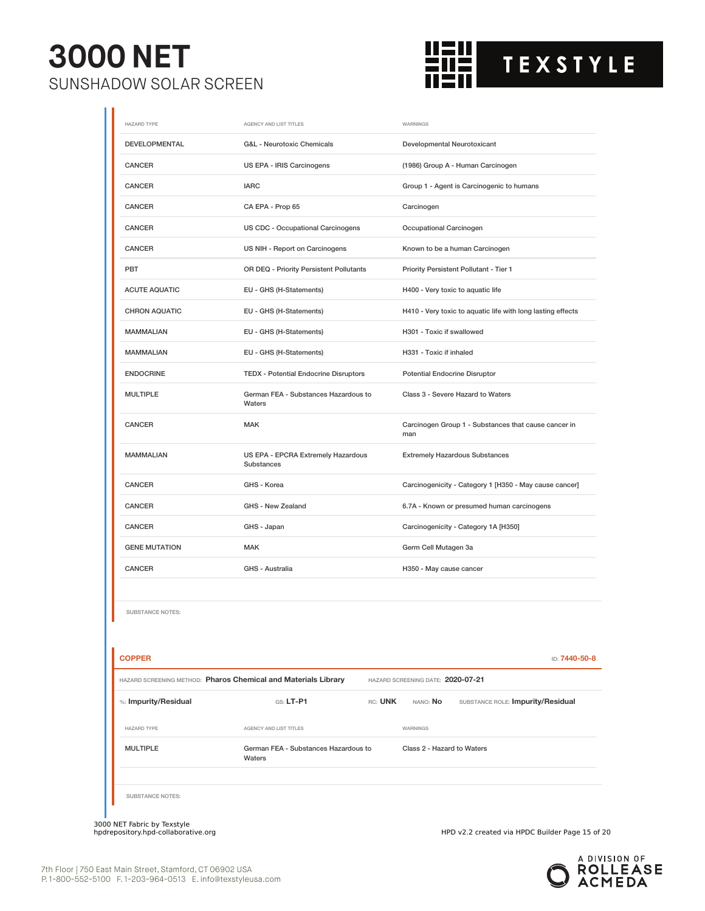| HAZARD TYPE | AGENCY AND LIST TITLES | WARNINGS |
|---|---|---|
| DEVELOPMENTAL | G&L - Neurotoxic Chemicals | Developmental Neurotoxicant |
| CANCER | US EPA - IRIS Carcinogens | (1986) Group A - Human Carcinogen |
| CANCER | IARC | Group 1 - Agent is Carcinogenic to humans |
| CANCER | CA EPA - Prop 65 | Carcinogen |
| CANCER | US CDC - Occupational Carcinogens | Occupational Carcinogen |
| CANCER | US NIH - Report on Carcinogens | Known to be a human Carcinogen |
| PBT | OR DEQ - Priority Persistent Pollutants | Priority Persistent Pollutant - Tier 1 |
| ACUTE AQUATIC | EU - GHS (H-Statements) | H400 - Very toxic to aquatic life |
| CHRON AQUATIC | EU - GHS (H-Statements) | H410 - Very toxic to aquatic life with long lasting effects |
| MAMMALIAN | EU - GHS (H-Statements) | H301 - Toxic if swallowed |
| MAMMALIAN | EU - GHS (H-Statements) | H331 - Toxic if inhaled |
| ENDOCRINE | TEDX - Potential Endocrine Disruptors | Potential Endocrine Disruptor |
| MULTIPLE | German FEA - Substances Hazardous to Waters | Class 3 - Severe Hazard to Waters |
| CANCER | MAK | Carcinogen Group 1 - Substances that cause cancer in man |
| MAMMALIAN | US EPA - EPCRA Extremely Hazardous Substances | Extremely Hazardous Substances |
| CANCER | GHS - Korea | Carcinogenicity - Category 1 [H350 - May cause cancer] |
| CANCER | GHS - New Zealand | 6.7A - Known or presumed human carcinogens |
| CANCER | GHS - Japan | Carcinogenicity - Category 1A [H350] |
| GENE MUTATION | MAK | Germ Cell Mutagen 3a |
| CANCER | GHS - Australia | H350 - May cause cancer |

SUBSTANCE NOTES:

## COPPER

ID: 7440-50-8

HAZARD SCREENING METHOD: **Pharos Chemical and Materials Library** HAZARD SCREENING DATE: **2020-07-21**

%: **Impurity/Residual** GS: **LT-P1** RC: **UNK** NANO: **No** SUBSTANCE ROLE: **Impurity/Residual**

| HAZARD TYPE | AGENCY AND LIST TITLES | WARNINGS |
|---|---|---|
| MULTIPLE | German FEA - Substances Hazardous to Waters | Class 2 - Hazard to Waters |

SUBSTANCE NOTES:

3000 NET Fabric by Texstyle
hpdrepository.hpd-collaborative.org

HPD v2.2 created via HPDC Builder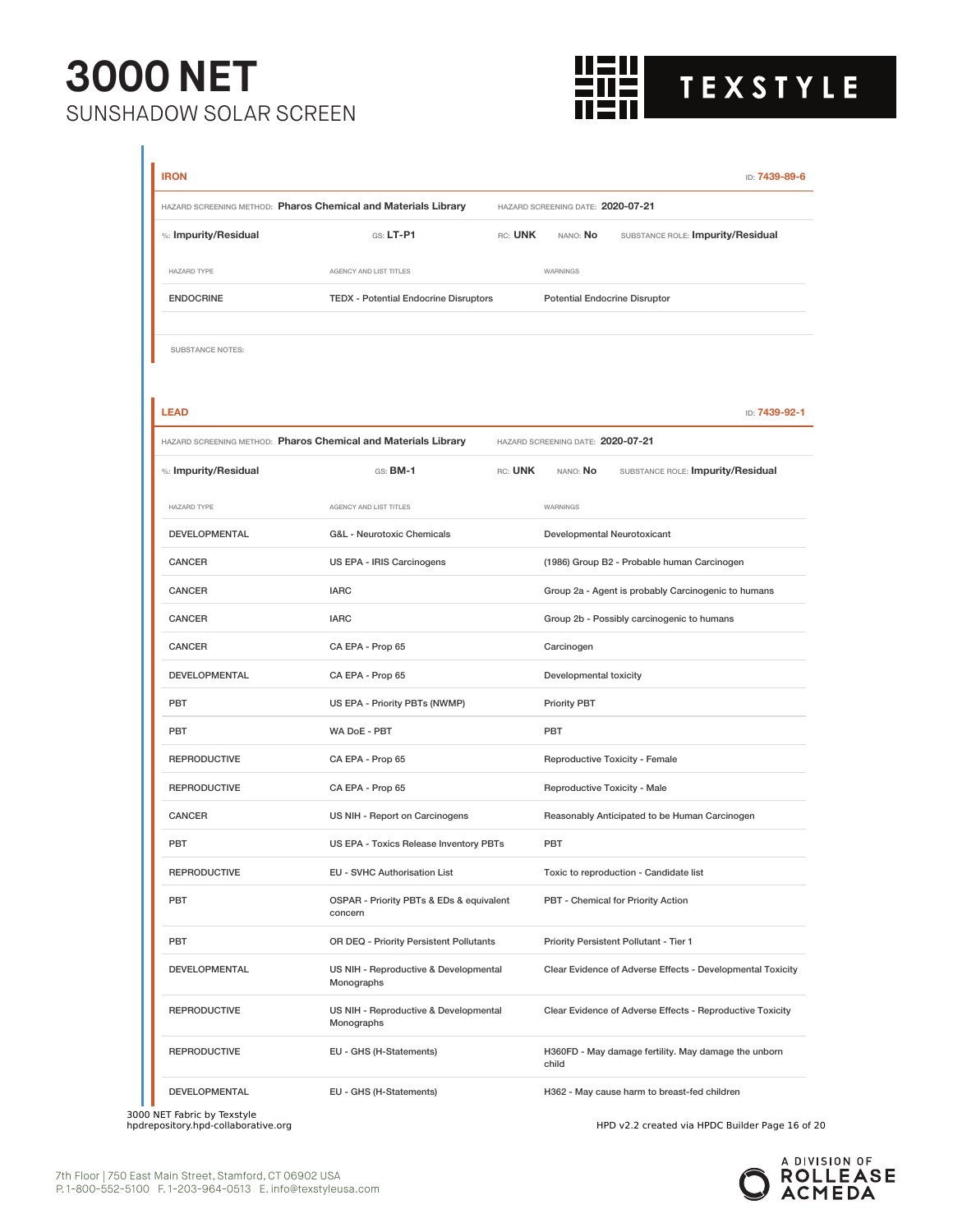## IRON

ID: 7439-89-6

HAZARD SCREENING METHOD: **Pharos Chemical and Materials Library** HAZARD SCREENING DATE: **2020-07-21**

%: **Impurity/Residual** GS: **LT-P1** RC: **UNK** NANO: **No** SUBSTANCE ROLE: **Impurity/Residual**

| HAZARD TYPE | AGENCY AND LIST TITLES | WARNINGS |
|---|---|---|
| ENDOCRINE | TEDX - Potential Endocrine Disruptors | Potential Endocrine Disruptor |

SUBSTANCE NOTES:

## LEAD

ID: 7439-92-1

HAZARD SCREENING METHOD: **Pharos Chemical and Materials Library** HAZARD SCREENING DATE: **2020-07-21**

%: **Impurity/Residual** GS: **BM-1** RC: **UNK** NANO: **No** SUBSTANCE ROLE: **Impurity/Residual**

| HAZARD TYPE | AGENCY AND LIST TITLES | WARNINGS |
|---|---|---|
| DEVELOPMENTAL | G&L - Neurotoxic Chemicals | Developmental Neurotoxicant |
| CANCER | US EPA - IRIS Carcinogens | (1986) Group B2 - Probable human Carcinogen |
| CANCER | IARC | Group 2a - Agent is probably Carcinogenic to humans |
| CANCER | IARC | Group 2b - Possibly carcinogenic to humans |
| CANCER | CA EPA - Prop 65 | Carcinogen |
| DEVELOPMENTAL | CA EPA - Prop 65 | Developmental toxicity |
| PBT | US EPA - Priority PBTs (NWMP) | Priority PBT |
| PBT | WA DoE - PBT | PBT |
| REPRODUCTIVE | CA EPA - Prop 65 | Reproductive Toxicity - Female |
| REPRODUCTIVE | CA EPA - Prop 65 | Reproductive Toxicity - Male |
| CANCER | US NIH - Report on Carcinogens | Reasonably Anticipated to be Human Carcinogen |
| PBT | US EPA - Toxics Release Inventory PBTs | PBT |
| REPRODUCTIVE | EU - SVHC Authorisation List | Toxic to reproduction - Candidate list |
| PBT | OSPAR - Priority PBTs & EDs & equivalent concern | PBT - Chemical for Priority Action |
| PBT | OR DEQ - Priority Persistent Pollutants | Priority Persistent Pollutant - Tier 1 |
| DEVELOPMENTAL | US NIH - Reproductive & Developmental Monographs | Clear Evidence of Adverse Effects - Developmental Toxicity |
| REPRODUCTIVE | US NIH - Reproductive & Developmental Monographs | Clear Evidence of Adverse Effects - Reproductive Toxicity |
| REPRODUCTIVE | EU - GHS (H-Statements) | H360FD - May damage fertility. May damage the unborn child |
| DEVELOPMENTAL | EU - GHS (H-Statements) | H362 - May cause harm to breast-fed children |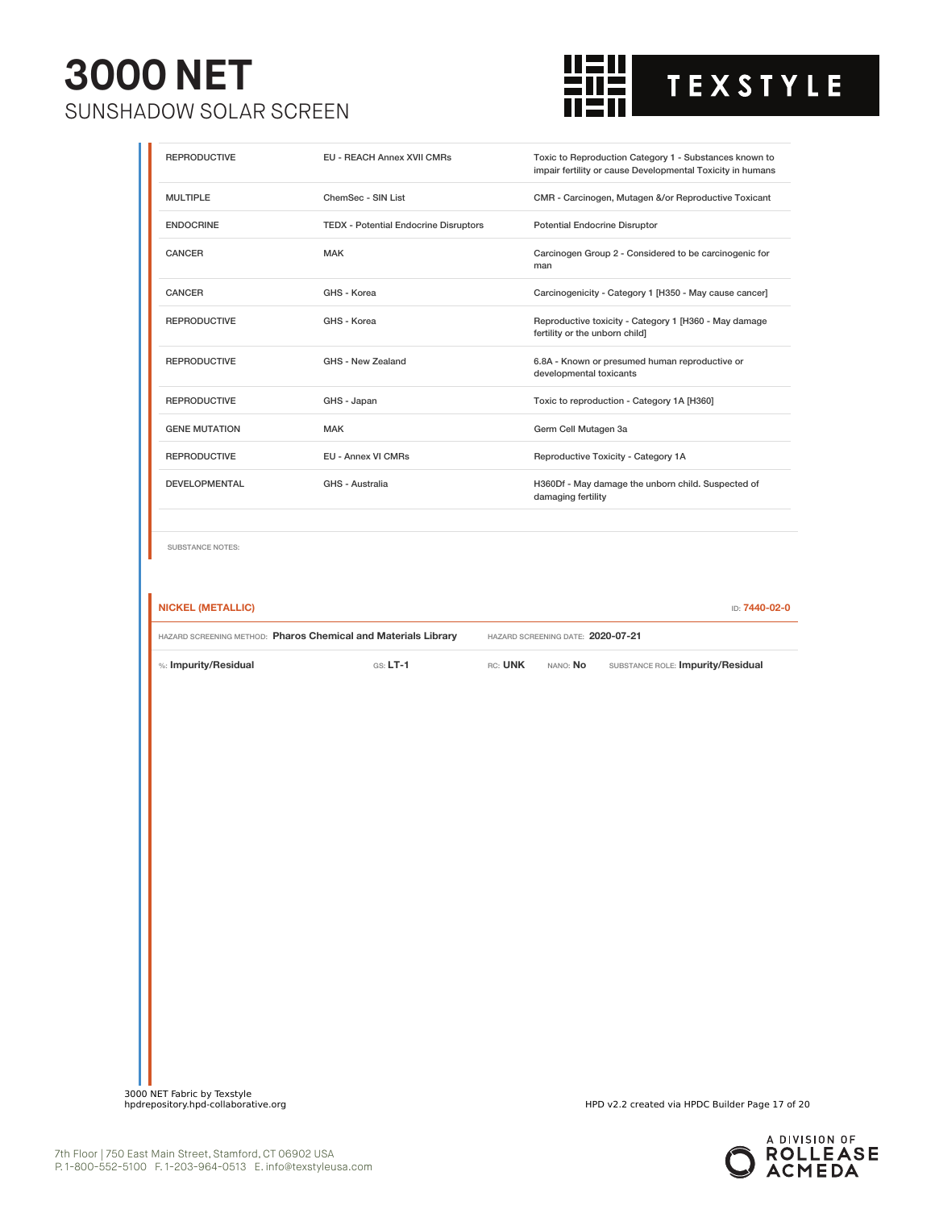| | | |
|---|---|---|
| REPRODUCTIVE | EU - REACH Annex XVII CMRs | Toxic to Reproduction Category 1 - Substances known to impair fertility or cause Developmental Toxicity in humans |
| MULTIPLE | ChemSec - SIN List | CMR - Carcinogen, Mutagen &/or Reproductive Toxicant |
| ENDOCRINE | TEDX - Potential Endocrine Disruptors | Potential Endocrine Disruptor |
| CANCER | MAK | Carcinogen Group 2 - Considered to be carcinogenic for man |
| CANCER | GHS - Korea | Carcinogenicity - Category 1 [H350 - May cause cancer] |
| REPRODUCTIVE | GHS - Korea | Reproductive toxicity - Category 1 [H360 - May damage fertility or the unborn child] |
| REPRODUCTIVE | GHS - New Zealand | 6.8A - Known or presumed human reproductive or developmental toxicants |
| REPRODUCTIVE | GHS - Japan | Toxic to reproduction - Category 1A [H360] |
| GENE MUTATION | MAK | Germ Cell Mutagen 3a |
| REPRODUCTIVE | EU - Annex VI CMRs | Reproductive Toxicity - Category 1A |
| DEVELOPMENTAL | GHS - Australia | H360Df - May damage the unborn child. Suspected of damaging fertility |

SUBSTANCE NOTES:

**NICKEL (METALLIC)** ID: **7440-02-0**

HAZARD SCREENING METHOD: **Pharos Chemical and Materials Library** HAZARD SCREENING DATE: **2020-07-21**

%: **Impurity/Residual** GS: **LT-1** RC: **UNK** NANO: **No** SUBSTANCE ROLE: **Impurity/Residual**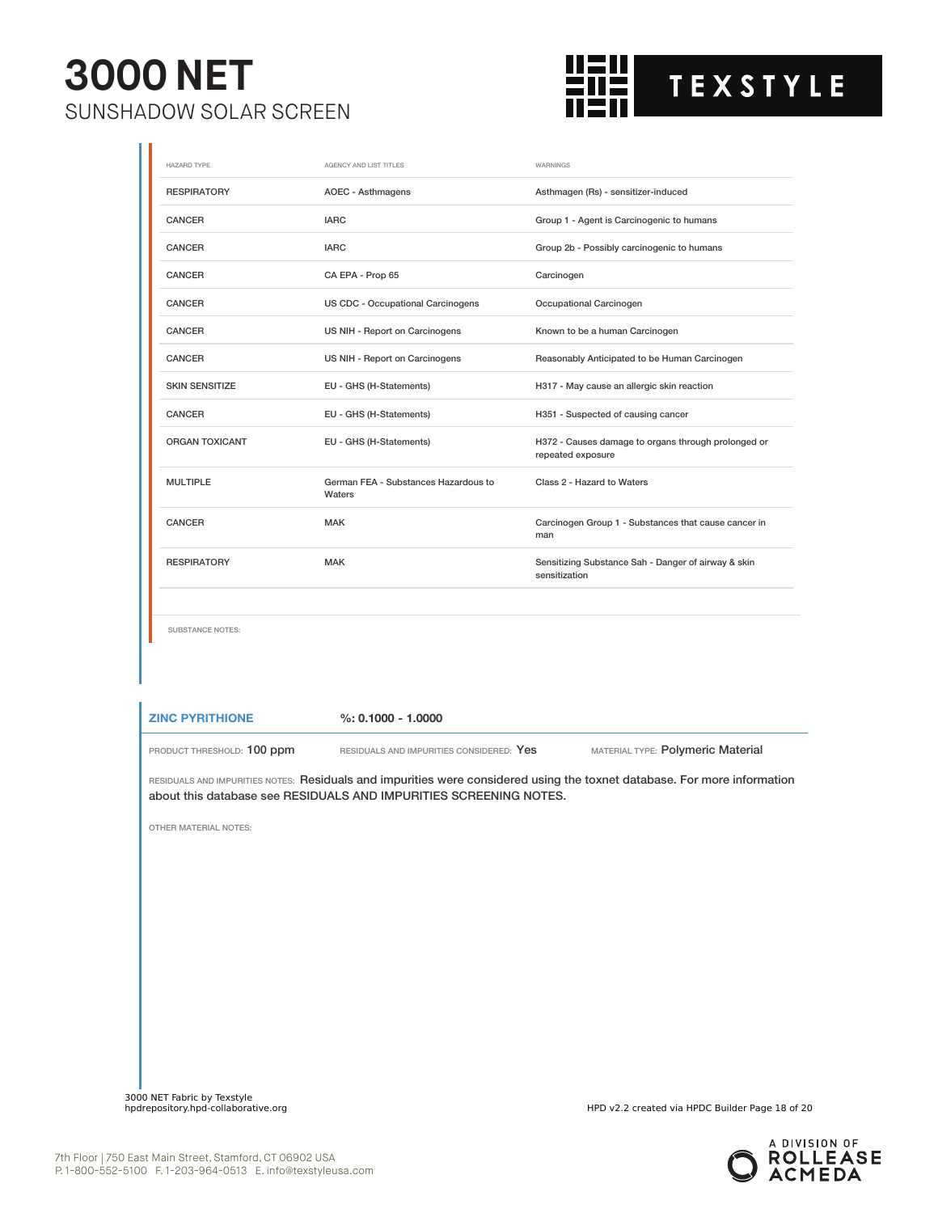| HAZARD TYPE | AGENCY AND LIST TITLES | WARNINGS |
|---|---|---|
| RESPIRATORY | AOEC - Asthmagens | Asthmagen (Rs) - sensitizer-induced |
| CANCER | IARC | Group 1 - Agent is Carcinogenic to humans |
| CANCER | IARC | Group 2b - Possibly carcinogenic to humans |
| CANCER | CA EPA - Prop 65 | Carcinogen |
| CANCER | US CDC - Occupational Carcinogens | Occupational Carcinogen |
| CANCER | US NIH - Report on Carcinogens | Known to be a human Carcinogen |
| CANCER | US NIH - Report on Carcinogens | Reasonably Anticipated to be Human Carcinogen |
| SKIN SENSITIZE | EU - GHS (H-Statements) | H317 - May cause an allergic skin reaction |
| CANCER | EU - GHS (H-Statements) | H351 - Suspected of causing cancer |
| ORGAN TOXICANT | EU - GHS (H-Statements) | H372 - Causes damage to organs through prolonged or repeated exposure |
| MULTIPLE | German FEA - Substances Hazardous to Waters | Class 2 - Hazard to Waters |
| CANCER | MAK | Carcinogen Group 1 - Substances that cause cancer in man |
| RESPIRATORY | MAK | Sensitizing Substance Sah - Danger of airway & skin sensitization |

SUBSTANCE NOTES:

## ZINC PYRITHIONE

%: 0.1000 - 1.0000

PRODUCT THRESHOLD: 100 ppm

RESIDUALS AND IMPURITIES CONSIDERED: Yes

MATERIAL TYPE: Polymeric Material

RESIDUALS AND IMPURITIES NOTES: Residuals and impurities were considered using the toxnet database. For more information about this database see RESIDUALS AND IMPURITIES SCREENING NOTES.

OTHER MATERIAL NOTES: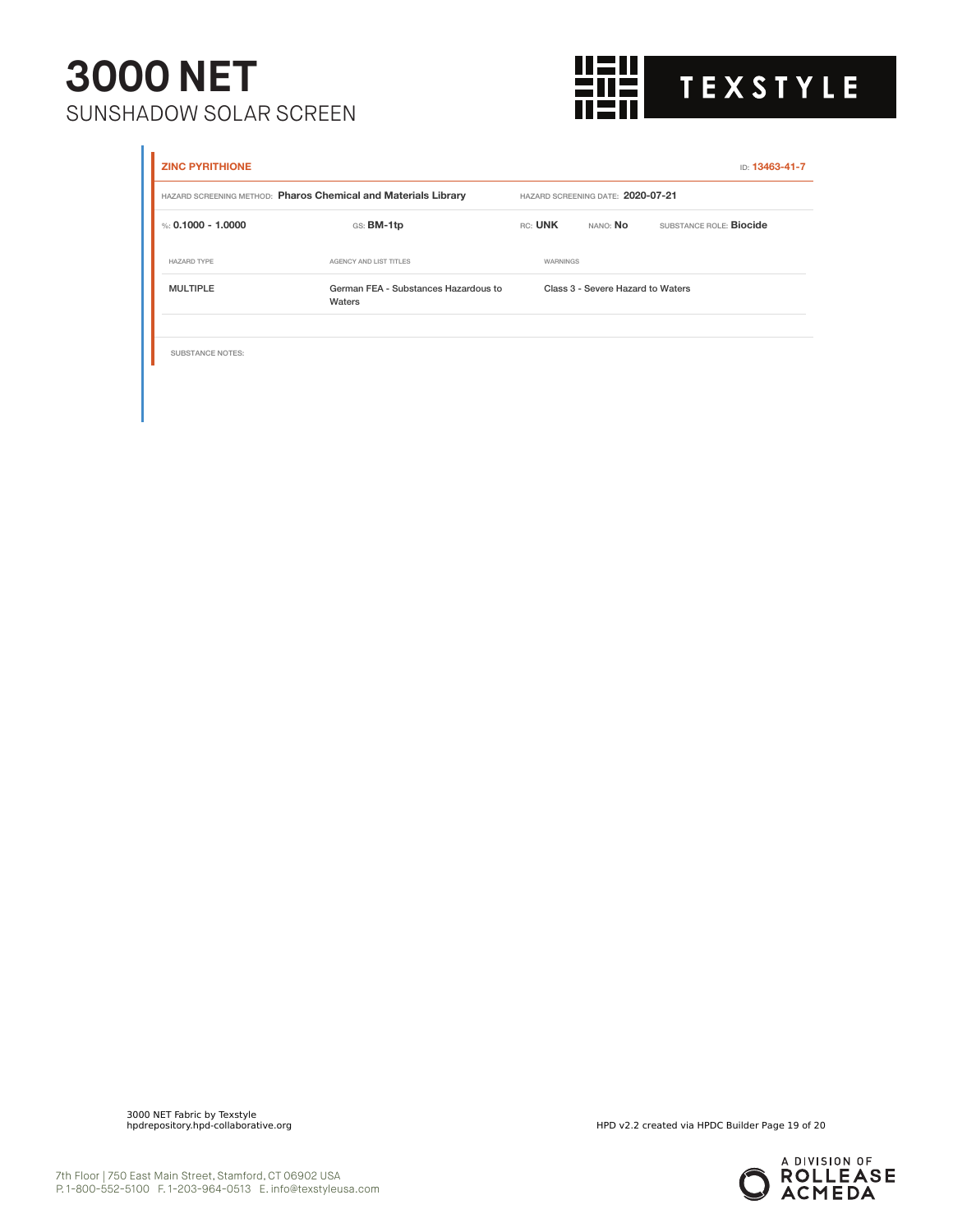**ZINC PYRITHIONE** ID: 13463-41-7

HAZARD SCREENING METHOD: **Pharos Chemical and Materials Library** HAZARD SCREENING DATE: **2020-07-21**

%: **0.1000 - 1.0000** GS: **BM-1tp** RC: **UNK** NANO: **No** SUBSTANCE ROLE: **Biocide**

| HAZARD TYPE | AGENCY AND LIST TITLES | WARNINGS |
| --- | --- | --- |
| MULTIPLE | German FEA - Substances Hazardous to Waters | Class 3 - Severe Hazard to Waters |

SUBSTANCE NOTES: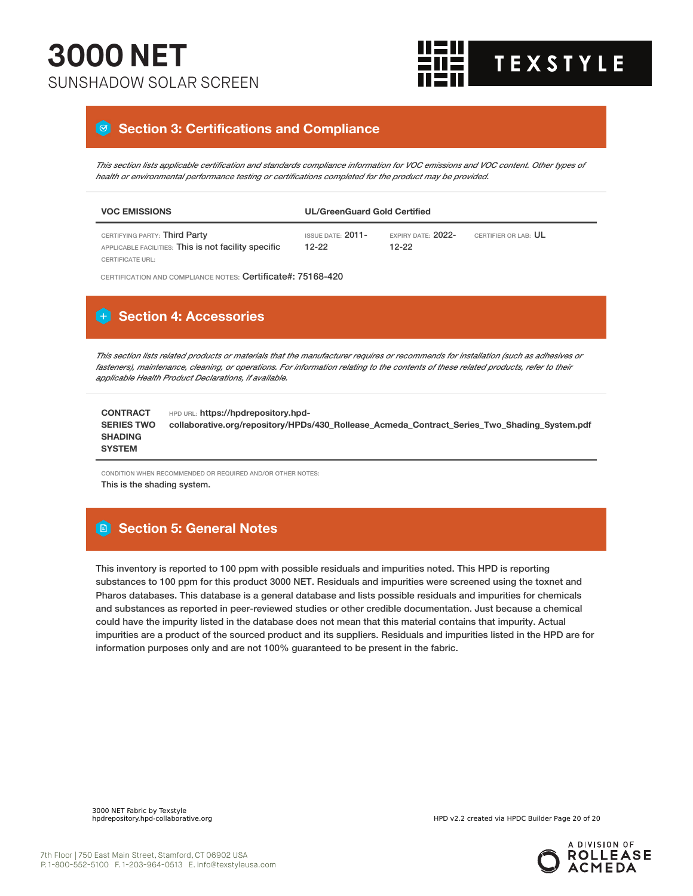# 3000 NET

SUNSHADOW SOLAR SCREEN

## Section 3: Certifications and Compliance

*This section lists applicable certification and standards compliance information for VOC emissions and VOC content. Other types of health or environmental performance testing or certifications completed for the product may be provided.*

| VOC EMISSIONS | UL/GreenGuard Gold Certified | | |
|---|---|---|---|
| CERTIFYING PARTY: Third Party<br>APPLICABLE FACILITIES: This is not facility specific<br>CERTIFICATE URL: | ISSUE DATE: 2011-12-22 | EXPIRY DATE: 2022-12-22 | CERTIFIER OR LAB: UL |

CERTIFICATION AND COMPLIANCE NOTES: Certificate#: 75168-420

## Section 4: Accessories

*This section lists related products or materials that the manufacturer requires or recommends for installation (such as adhesives or fasteners), maintenance, cleaning, or operations. For information relating to the contents of these related products, refer to their applicable Health Product Declarations, if available.*

| CONTRACT SERIES TWO SHADING SYSTEM | HPD URL: https://hpdrepository.hpd-collaborative.org/repository/HPDs/430_Rollease_Acmeda_Contract_Series_Two_Shading_System.pdf |
|---|---|

CONDITION WHEN RECOMMENDED OR REQUIRED AND/OR OTHER NOTES:

This is the shading system.

## Section 5: General Notes

This inventory is reported to 100 ppm with possible residuals and impurities noted. This HPD is reporting substances to 100 ppm for this product 3000 NET. Residuals and impurities were screened using the toxnet and Pharos databases. This database is a general database and lists possible residuals and impurities for chemicals and substances as reported in peer-reviewed studies or other credible documentation. Just because a chemical could have the impurity listed in the database does not mean that this material contains that impurity. Actual impurities are a product of the sourced product and its suppliers. Residuals and impurities listed in the HPD are for information purposes only and are not 100% guaranteed to be present in the fabric.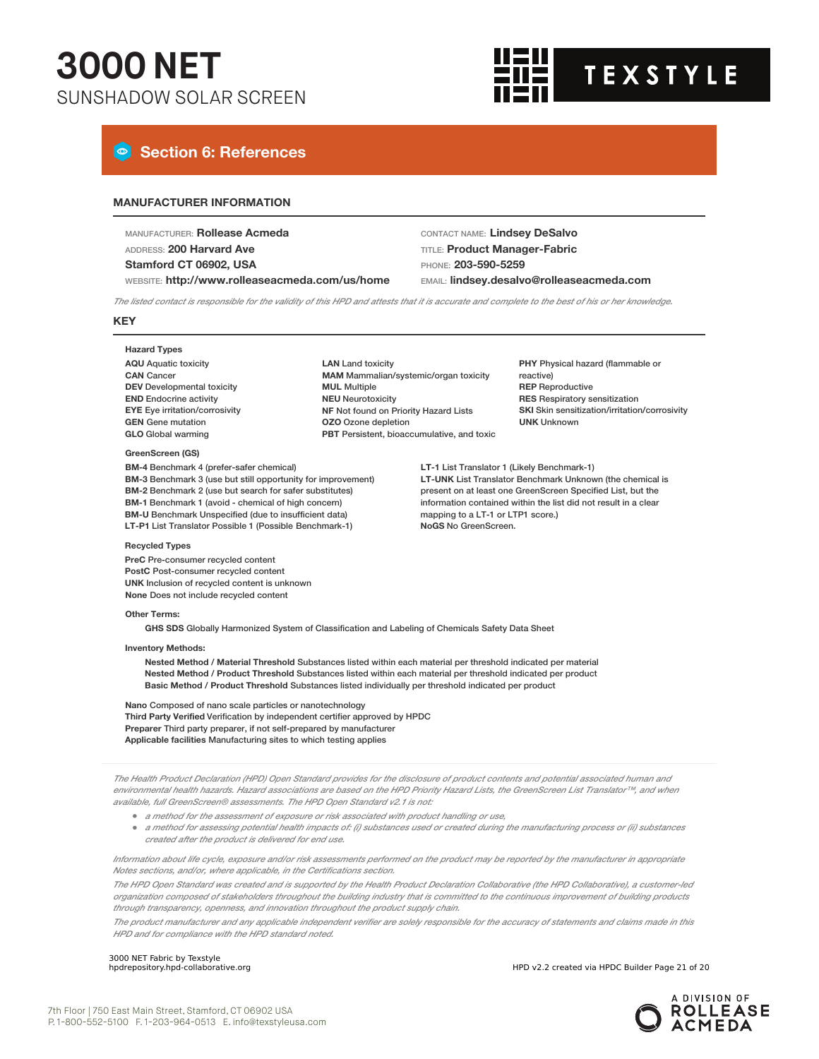# 3000 NET

SUNSHADOW SOLAR SCREEN

## Section 6: References

### MANUFACTURER INFORMATION

MANUFACTURER: **Rollease Acmeda**
ADDRESS: **200 Harvard Ave**
**Stamford CT 06902, USA**
WEBSITE: **http://www.rolleaseacmeda.com/us/home**

CONTACT NAME: **Lindsey DeSalvo**
TITLE: **Product Manager-Fabric**
PHONE: **203-590-5259**
EMAIL: **lindsey.desalvo@rolleaseacmeda.com**

*The listed contact is responsible for the validity of this HPD and attests that it is accurate and complete to the best of his or her knowledge.*

### KEY

**Hazard Types**

**AQU** Aquatic toxicity
**CAN** Cancer
**DEV** Developmental toxicity
**END** Endocrine activity
**EYE** Eye irritation/corrosivity
**GEN** Gene mutation
**GLO** Global warming
**LAN** Land toxicity
**MAM** Mammalian/systemic/organ toxicity
**MUL** Multiple
**NEU** Neurotoxicity
**NF** Not found on Priority Hazard Lists
**OZO** Ozone depletion
**PBT** Persistent, bioaccumulative, and toxic
**PHY** Physical hazard (flammable or reactive)
**REP** Reproductive
**RES** Respiratory sensitization
**SKI** Skin sensitization/irritation/corrosivity
**UNK** Unknown

**GreenScreen (GS)**

**BM-4** Benchmark 4 (prefer-safer chemical)
**BM-3** Benchmark 3 (use but still opportunity for improvement)
**BM-2** Benchmark 2 (use but search for safer substitutes)
**BM-1** Benchmark 1 (avoid - chemical of high concern)
**BM-U** Benchmark Unspecified (due to insufficient data)
**LT-P1** List Translator Possible 1 (Possible Benchmark-1)
**LT-1** List Translator 1 (Likely Benchmark-1)
**LT-UNK** List Translator Benchmark Unknown (the chemical is present on at least one GreenScreen Specified List, but the information contained within the list did not result in a clear mapping to a LT-1 or LTP1 score.)
**NoGS** No GreenScreen.

**Recycled Types**

**PreC** Pre-consumer recycled content
**PostC** Post-consumer recycled content
**UNK** Inclusion of recycled content is unknown
**None** Does not include recycled content

**Other Terms:**

**GHS SDS** Globally Harmonized System of Classification and Labeling of Chemicals Safety Data Sheet

**Inventory Methods:**

**Nested Method / Material Threshold** Substances listed within each material per threshold indicated per material
**Nested Method / Product Threshold** Substances listed within each material per threshold indicated per product
**Basic Method / Product Threshold** Substances listed individually per threshold indicated per product

**Nano** Composed of nano scale particles or nanotechnology
**Third Party Verified** Verification by independent certifier approved by HPDC
**Preparer** Third party preparer, if not self-prepared by manufacturer
**Applicable facilities** Manufacturing sites to which testing applies

*The Health Product Declaration (HPD) Open Standard provides for the disclosure of product contents and potential associated human and environmental health hazards. Hazard associations are based on the HPD Priority Hazard Lists, the GreenScreen List Translator™, and when available, full GreenScreen® assessments. The HPD Open Standard v2.1 is not:*

- *a method for the assessment of exposure or risk associated with product handling or use,*
- *a method for assessing potential health impacts of: (i) substances used or created during the manufacturing process or (ii) substances created after the product is delivered for end use.*

*Information about life cycle, exposure and/or risk assessments performed on the product may be reported by the manufacturer in appropriate Notes sections, and/or, where applicable, in the Certifications section.*

*The HPD Open Standard was created and is supported by the Health Product Declaration Collaborative (the HPD Collaborative), a customer-led organization composed of stakeholders throughout the building industry that is committed to the continuous improvement of building products through transparency, openness, and innovation throughout the product supply chain.*

*The product manufacturer and any applicable independent verifier are solely responsible for the accuracy of statements and claims made in this HPD and for compliance with the HPD standard noted.*